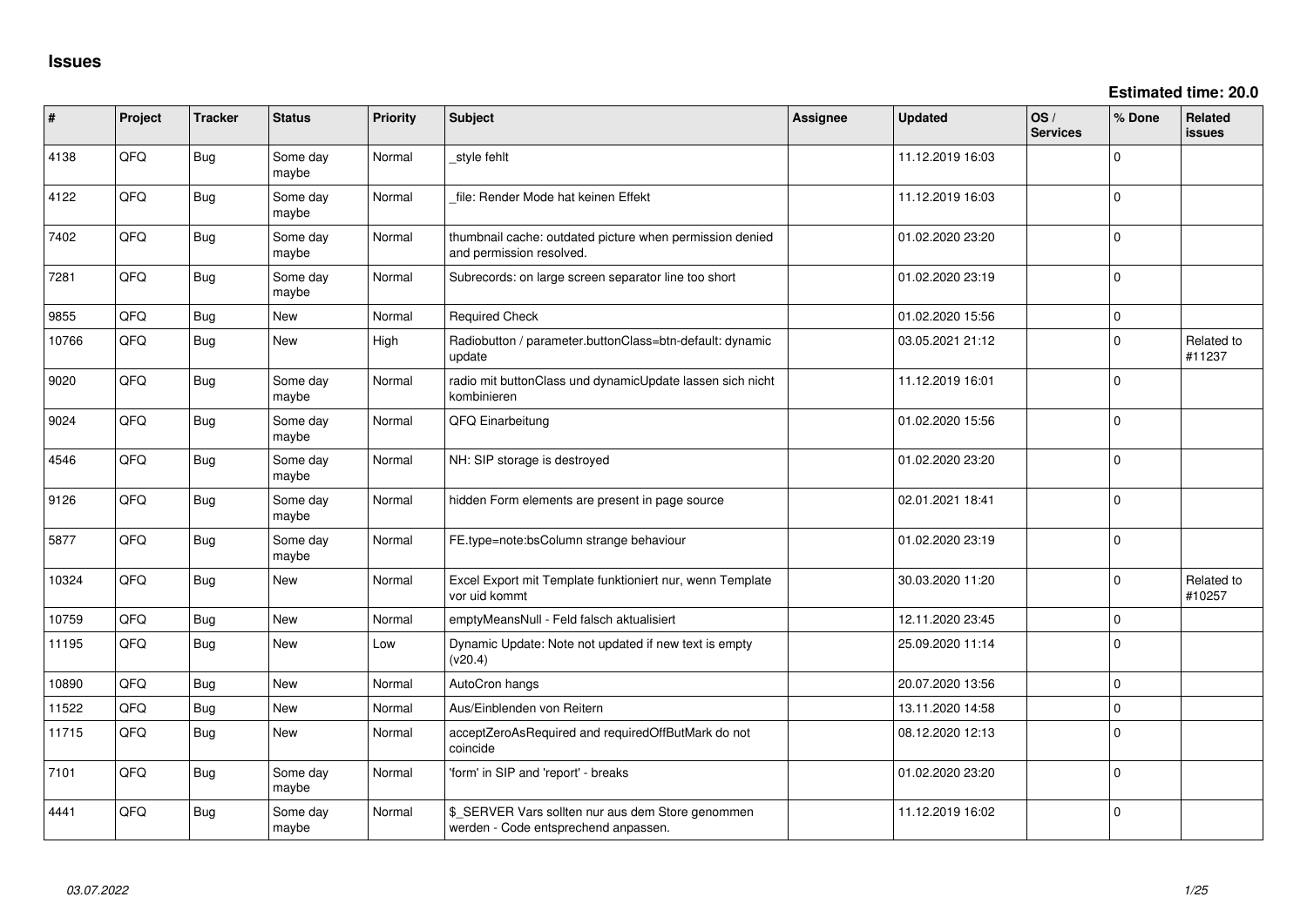# Issues

**Estimated time: 20.0**

| # | Project | Tracker | Status | Priority | Subject | Assignee | Updated | OS / Services | % Done | Related issues |
|---|---|---|---|---|---|---|---|---|---|---|
| 4138 | QFQ | Bug | Some day maybe | Normal | _style fehlt | | 11.12.2019 16:03 | | 0 | |
| 4122 | QFQ | Bug | Some day maybe | Normal | _file: Render Mode hat keinen Effekt | | 11.12.2019 16:03 | | 0 | |
| 7402 | QFQ | Bug | Some day maybe | Normal | thumbnail cache: outdated picture when permission denied and permission resolved. | | 01.02.2020 23:20 | | 0 | |
| 7281 | QFQ | Bug | Some day maybe | Normal | Subrecords: on large screen separator line too short | | 01.02.2020 23:19 | | 0 | |
| 9855 | QFQ | Bug | New | Normal | Required Check | | 01.02.2020 15:56 | | 0 | |
| 10766 | QFQ | Bug | New | High | Radiobutton / parameter.buttonClass=btn-default: dynamic update | | 03.05.2021 21:12 | | 0 | Related to #11237 |
| 9020 | QFQ | Bug | Some day maybe | Normal | radio mit buttonClass und dynamicUpdate lassen sich nicht kombinieren | | 11.12.2019 16:01 | | 0 | |
| 9024 | QFQ | Bug | Some day maybe | Normal | QFQ Einarbeitung | | 01.02.2020 15:56 | | 0 | |
| 4546 | QFQ | Bug | Some day maybe | Normal | NH: SIP storage is destroyed | | 01.02.2020 23:20 | | 0 | |
| 9126 | QFQ | Bug | Some day maybe | Normal | hidden Form elements are present in page source | | 02.01.2021 18:41 | | 0 | |
| 5877 | QFQ | Bug | Some day maybe | Normal | FE.type=note:bsColumn strange behaviour | | 01.02.2020 23:19 | | 0 | |
| 10324 | QFQ | Bug | New | Normal | Excel Export mit Template funktioniert nur, wenn Template vor uid kommt | | 30.03.2020 11:20 | | 0 | Related to #10257 |
| 10759 | QFQ | Bug | New | Normal | emptyMeansNull - Feld falsch aktualisiert | | 12.11.2020 23:45 | | 0 | |
| 11195 | QFQ | Bug | New | Low | Dynamic Update: Note not updated if new text is empty (v20.4) | | 25.09.2020 11:14 | | 0 | |
| 10890 | QFQ | Bug | New | Normal | AutoCron hangs | | 20.07.2020 13:56 | | 0 | |
| 11522 | QFQ | Bug | New | Normal | Aus/Einblenden von Reitern | | 13.11.2020 14:58 | | 0 | |
| 11715 | QFQ | Bug | New | Normal | acceptZeroAsRequired and requiredOffButMark do not coincide | | 08.12.2020 12:13 | | 0 | |
| 7101 | QFQ | Bug | Some day maybe | Normal | 'form' in SIP and 'report' - breaks | | 01.02.2020 23:20 | | 0 | |
| 4441 | QFQ | Bug | Some day maybe | Normal | $_SERVER Vars sollten nur aus dem Store genommen werden - Code entsprechend anpassen. | | 11.12.2019 16:02 | | 0 | |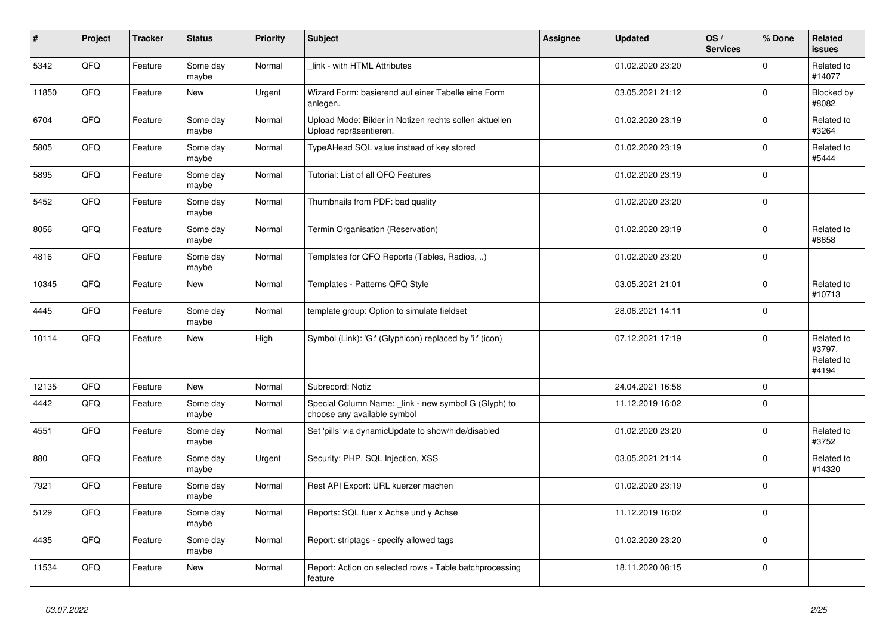| # | Project | Tracker | Status | Priority | Subject | Assignee | Updated | OS / Services | % Done | Related issues |
|---|---|---|---|---|---|---|---|---|---|---|
| 5342 | QFQ | Feature | Some day maybe | Normal | _link - with HTML Attributes | | 01.02.2020 23:20 | | 0 | Related to #14077 |
| 11850 | QFQ | Feature | New | Urgent | Wizard Form: basierend auf einer Tabelle eine Form anlegen. | | 03.05.2021 21:12 | | 0 | Blocked by #8082 |
| 6704 | QFQ | Feature | Some day maybe | Normal | Upload Mode: Bilder in Notizen rechts sollen aktuellen Upload repräsentieren. | | 01.02.2020 23:19 | | 0 | Related to #3264 |
| 5805 | QFQ | Feature | Some day maybe | Normal | TypeAHead SQL value instead of key stored | | 01.02.2020 23:19 | | 0 | Related to #5444 |
| 5895 | QFQ | Feature | Some day maybe | Normal | Tutorial: List of all QFQ Features | | 01.02.2020 23:19 | | 0 | |
| 5452 | QFQ | Feature | Some day maybe | Normal | Thumbnails from PDF: bad quality | | 01.02.2020 23:20 | | 0 | |
| 8056 | QFQ | Feature | Some day maybe | Normal | Termin Organisation (Reservation) | | 01.02.2020 23:19 | | 0 | Related to #8658 |
| 4816 | QFQ | Feature | Some day maybe | Normal | Templates for QFQ Reports (Tables, Radios, ..) | | 01.02.2020 23:20 | | 0 | |
| 10345 | QFQ | Feature | New | Normal | Templates - Patterns QFQ Style | | 03.05.2021 21:01 | | 0 | Related to #10713 |
| 4445 | QFQ | Feature | Some day maybe | Normal | template group: Option to simulate fieldset | | 28.06.2021 14:11 | | 0 | |
| 10114 | QFQ | Feature | New | High | Symbol (Link): 'G:' (Glyphicon) replaced by 'i:' (icon) | | 07.12.2021 17:19 | | 0 | Related to #3797, Related to #4194 |
| 12135 | QFQ | Feature | New | Normal | Subrecord: Notiz | | 24.04.2021 16:58 | | 0 | |
| 4442 | QFQ | Feature | Some day maybe | Normal | Special Column Name: _link - new symbol G (Glyph) to choose any available symbol | | 11.12.2019 16:02 | | 0 | |
| 4551 | QFQ | Feature | Some day maybe | Normal | Set 'pills' via dynamicUpdate to show/hide/disabled | | 01.02.2020 23:20 | | 0 | Related to #3752 |
| 880 | QFQ | Feature | Some day maybe | Urgent | Security: PHP, SQL Injection, XSS | | 03.05.2021 21:14 | | 0 | Related to #14320 |
| 7921 | QFQ | Feature | Some day maybe | Normal | Rest API Export: URL kuerzer machen | | 01.02.2020 23:19 | | 0 | |
| 5129 | QFQ | Feature | Some day maybe | Normal | Reports: SQL fuer x Achse und y Achse | | 11.12.2019 16:02 | | 0 | |
| 4435 | QFQ | Feature | Some day maybe | Normal | Report: striptags - specify allowed tags | | 01.02.2020 23:20 | | 0 | |
| 11534 | QFQ | Feature | New | Normal | Report: Action on selected rows - Table batchprocessing feature | | 18.11.2020 08:15 | | 0 | |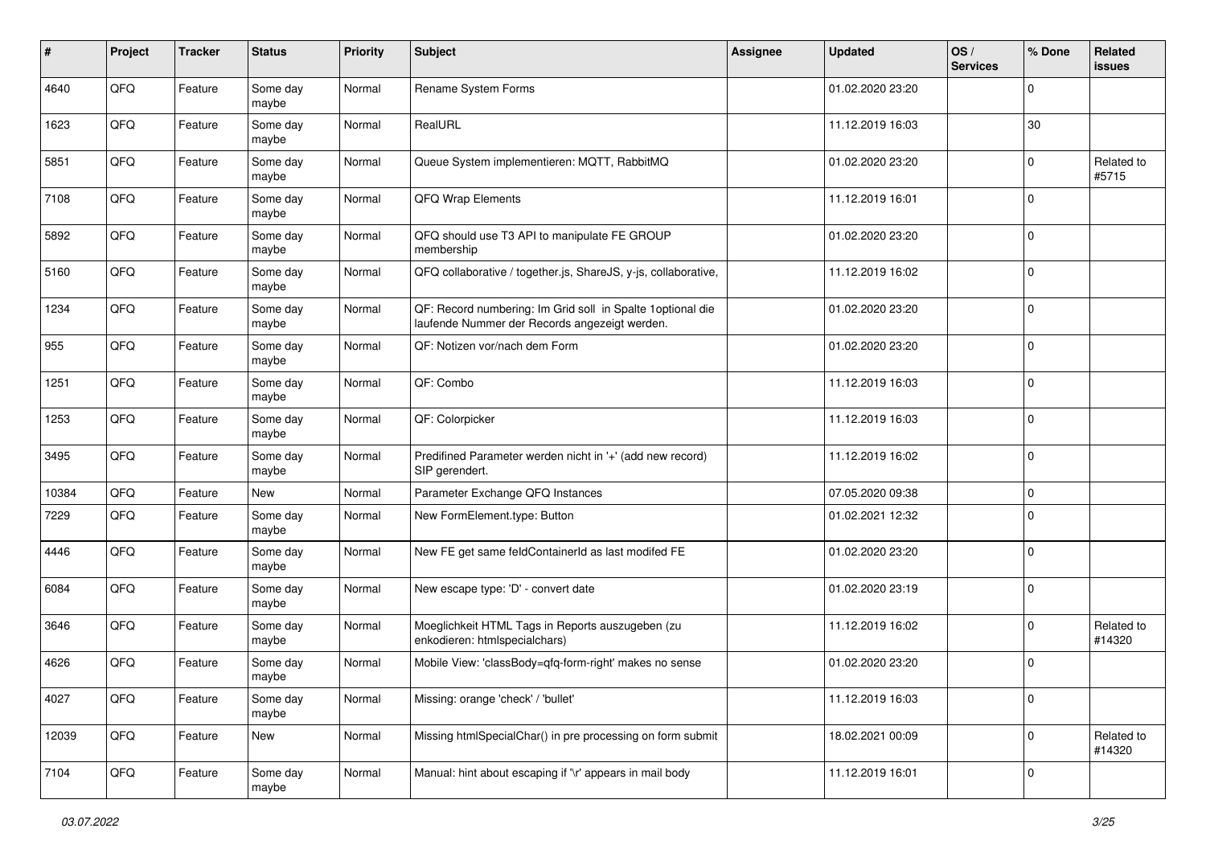| # | Project | Tracker | Status | Priority | Subject | Assignee | Updated | OS / Services | % Done | Related issues |
|---|---|---|---|---|---|---|---|---|---|---|
| 4640 | QFQ | Feature | Some day maybe | Normal | Rename System Forms | | 01.02.2020 23:20 | | 0 | |
| 1623 | QFQ | Feature | Some day maybe | Normal | RealURL | | 11.12.2019 16:03 | | 30 | |
| 5851 | QFQ | Feature | Some day maybe | Normal | Queue System implementieren: MQTT, RabbitMQ | | 01.02.2020 23:20 | | 0 | Related to #5715 |
| 7108 | QFQ | Feature | Some day maybe | Normal | QFQ Wrap Elements | | 11.12.2019 16:01 | | 0 | |
| 5892 | QFQ | Feature | Some day maybe | Normal | QFQ should use T3 API to manipulate FE GROUP membership | | 01.02.2020 23:20 | | 0 | |
| 5160 | QFQ | Feature | Some day maybe | Normal | QFQ collaborative / together.js, ShareJS, y-js, collaborative, | | 11.12.2019 16:02 | | 0 | |
| 1234 | QFQ | Feature | Some day maybe | Normal | QF: Record numbering: Im Grid soll in Spalte 1optional die laufende Nummer der Records angezeigt werden. | | 01.02.2020 23:20 | | 0 | |
| 955 | QFQ | Feature | Some day maybe | Normal | QF: Notizen vor/nach dem Form | | 01.02.2020 23:20 | | 0 | |
| 1251 | QFQ | Feature | Some day maybe | Normal | QF: Combo | | 11.12.2019 16:03 | | 0 | |
| 1253 | QFQ | Feature | Some day maybe | Normal | QF: Colorpicker | | 11.12.2019 16:03 | | 0 | |
| 3495 | QFQ | Feature | Some day maybe | Normal | Predifined Parameter werden nicht in '+' (add new record) SIP gerendert. | | 11.12.2019 16:02 | | 0 | |
| 10384 | QFQ | Feature | New | Normal | Parameter Exchange QFQ Instances | | 07.05.2020 09:38 | | 0 | |
| 7229 | QFQ | Feature | Some day maybe | Normal | New FormElement.type: Button | | 01.02.2021 12:32 | | 0 | |
| 4446 | QFQ | Feature | Some day maybe | Normal | New FE get same feldContainerId as last modifed FE | | 01.02.2020 23:20 | | 0 | |
| 6084 | QFQ | Feature | Some day maybe | Normal | New escape type: 'D' - convert date | | 01.02.2020 23:19 | | 0 | |
| 3646 | QFQ | Feature | Some day maybe | Normal | Moeglichkeit HTML Tags in Reports auszugeben (zu enkodieren: htmlspecialchars) | | 11.12.2019 16:02 | | 0 | Related to #14320 |
| 4626 | QFQ | Feature | Some day maybe | Normal | Mobile View: 'classBody=qfq-form-right' makes no sense | | 01.02.2020 23:20 | | 0 | |
| 4027 | QFQ | Feature | Some day maybe | Normal | Missing: orange 'check' / 'bullet' | | 11.12.2019 16:03 | | 0 | |
| 12039 | QFQ | Feature | New | Normal | Missing htmlSpecialChar() in pre processing on form submit | | 18.02.2021 00:09 | | 0 | Related to #14320 |
| 7104 | QFQ | Feature | Some day maybe | Normal | Manual: hint about escaping if '\r' appears in mail body | | 11.12.2019 16:01 | | 0 | |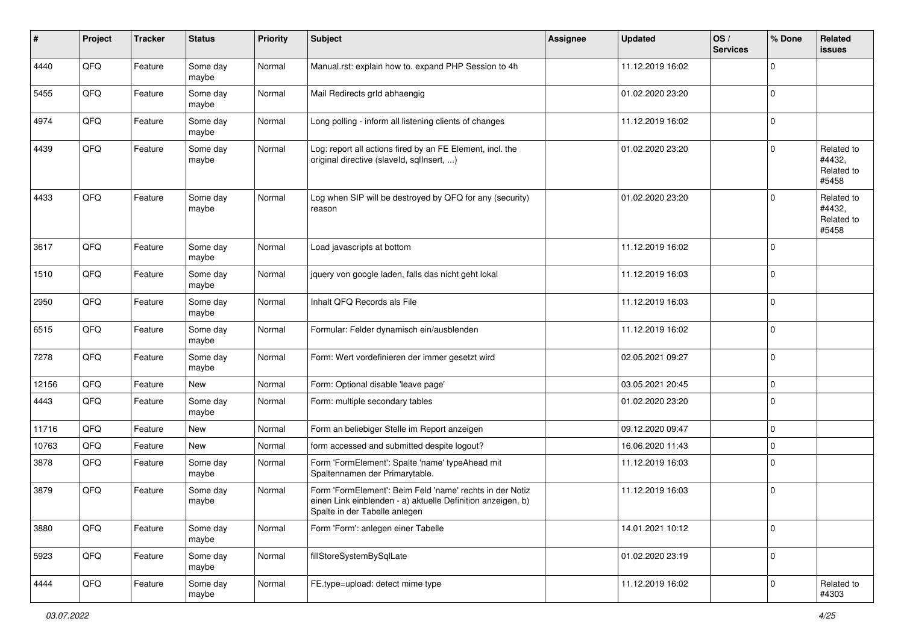| # | Project | Tracker | Status | Priority | Subject | Assignee | Updated | OS / Services | % Done | Related issues |
|---|---|---|---|---|---|---|---|---|---|---|
| 4440 | QFQ | Feature | Some day maybe | Normal | Manual.rst: explain how to. expand PHP Session to 4h | | 11.12.2019 16:02 | | 0 | |
| 5455 | QFQ | Feature | Some day maybe | Normal | Mail Redirects grId abhaengig | | 01.02.2020 23:20 | | 0 | |
| 4974 | QFQ | Feature | Some day maybe | Normal | Long polling - inform all listening clients of changes | | 11.12.2019 16:02 | | 0 | |
| 4439 | QFQ | Feature | Some day maybe | Normal | Log: report all actions fired by an FE Element, incl. the original directive (slaveId, sqlInsert, ...) | | 01.02.2020 23:20 | | 0 | Related to #4432, Related to #5458 |
| 4433 | QFQ | Feature | Some day maybe | Normal | Log when SIP will be destroyed by QFQ for any (security) reason | | 01.02.2020 23:20 | | 0 | Related to #4432, Related to #5458 |
| 3617 | QFQ | Feature | Some day maybe | Normal | Load javascripts at bottom | | 11.12.2019 16:02 | | 0 | |
| 1510 | QFQ | Feature | Some day maybe | Normal | jquery von google laden, falls das nicht geht lokal | | 11.12.2019 16:03 | | 0 | |
| 2950 | QFQ | Feature | Some day maybe | Normal | Inhalt QFQ Records als File | | 11.12.2019 16:03 | | 0 | |
| 6515 | QFQ | Feature | Some day maybe | Normal | Formular: Felder dynamisch ein/ausblenden | | 11.12.2019 16:02 | | 0 | |
| 7278 | QFQ | Feature | Some day maybe | Normal | Form: Wert vordefinieren der immer gesetzt wird | | 02.05.2021 09:27 | | 0 | |
| 12156 | QFQ | Feature | New | Normal | Form: Optional disable 'leave page' | | 03.05.2021 20:45 | | 0 | |
| 4443 | QFQ | Feature | Some day maybe | Normal | Form: multiple secondary tables | | 01.02.2020 23:20 | | 0 | |
| 11716 | QFQ | Feature | New | Normal | Form an beliebiger Stelle im Report anzeigen | | 09.12.2020 09:47 | | 0 | |
| 10763 | QFQ | Feature | New | Normal | form accessed and submitted despite logout? | | 16.06.2020 11:43 | | 0 | |
| 3878 | QFQ | Feature | Some day maybe | Normal | Form 'FormElement': Spalte 'name' typeAhead mit Spaltennamen der Primarytable. | | 11.12.2019 16:03 | | 0 | |
| 3879 | QFQ | Feature | Some day maybe | Normal | Form 'FormElement': Beim Feld 'name' rechts in der Notiz einen Link einblenden - a) aktuelle Definition anzeigen, b) Spalte in der Tabelle anlegen | | 11.12.2019 16:03 | | 0 | |
| 3880 | QFQ | Feature | Some day maybe | Normal | Form 'Form': anlegen einer Tabelle | | 14.01.2021 10:12 | | 0 | |
| 5923 | QFQ | Feature | Some day maybe | Normal | fillStoreSystemBySqlLate | | 01.02.2020 23:19 | | 0 | |
| 4444 | QFQ | Feature | Some day maybe | Normal | FE.type=upload: detect mime type | | 11.12.2019 16:02 | | 0 | Related to #4303 |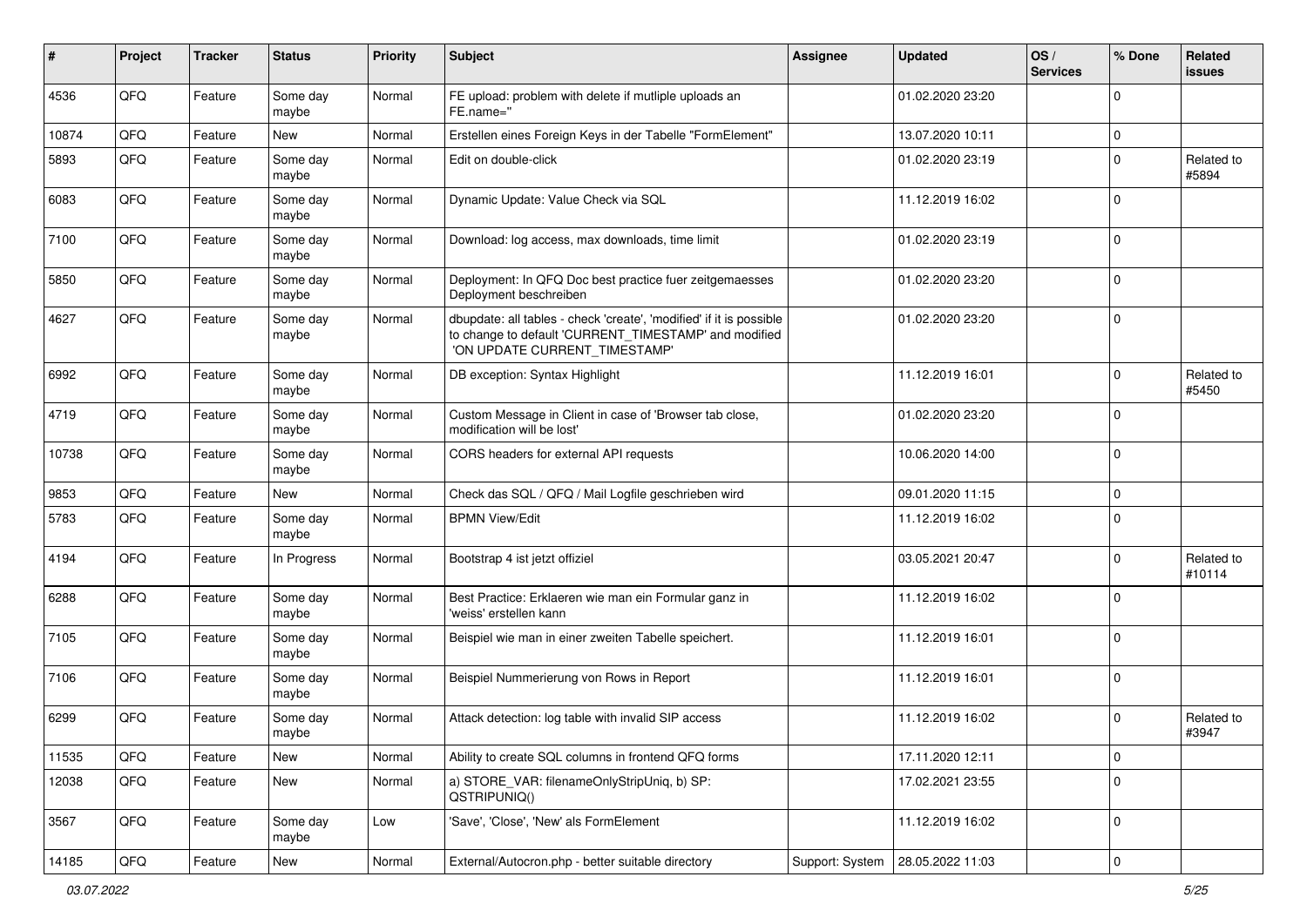| # | Project | Tracker | Status | Priority | Subject | Assignee | Updated | OS / Services | % Done | Related issues |
|---|---|---|---|---|---|---|---|---|---|---|
| 4536 | QFQ | Feature | Some day maybe | Normal | FE upload: problem with delete if mutliple uploads an FE.name=" | | 01.02.2020 23:20 | | 0 | |
| 10874 | QFQ | Feature | New | Normal | Erstellen eines Foreign Keys in der Tabelle "FormElement" | | 13.07.2020 10:11 | | 0 | |
| 5893 | QFQ | Feature | Some day maybe | Normal | Edit on double-click | | 01.02.2020 23:19 | | 0 | Related to #5894 |
| 6083 | QFQ | Feature | Some day maybe | Normal | Dynamic Update: Value Check via SQL | | 11.12.2019 16:02 | | 0 | |
| 7100 | QFQ | Feature | Some day maybe | Normal | Download: log access, max downloads, time limit | | 01.02.2020 23:19 | | 0 | |
| 5850 | QFQ | Feature | Some day maybe | Normal | Deployment: In QFQ Doc best practice fuer zeitgemaesses Deployment beschreiben | | 01.02.2020 23:20 | | 0 | |
| 4627 | QFQ | Feature | Some day maybe | Normal | dbupdate: all tables - check 'create', 'modified' if it is possible to change to default 'CURRENT_TIMESTAMP' and modified 'ON UPDATE CURRENT_TIMESTAMP' | | 01.02.2020 23:20 | | 0 | |
| 6992 | QFQ | Feature | Some day maybe | Normal | DB exception: Syntax Highlight | | 11.12.2019 16:01 | | 0 | Related to #5450 |
| 4719 | QFQ | Feature | Some day maybe | Normal | Custom Message in Client in case of 'Browser tab close, modification will be lost' | | 01.02.2020 23:20 | | 0 | |
| 10738 | QFQ | Feature | Some day maybe | Normal | CORS headers for external API requests | | 10.06.2020 14:00 | | 0 | |
| 9853 | QFQ | Feature | New | Normal | Check das SQL / QFQ / Mail Logfile geschrieben wird | | 09.01.2020 11:15 | | 0 | |
| 5783 | QFQ | Feature | Some day maybe | Normal | BPMN View/Edit | | 11.12.2019 16:02 | | 0 | |
| 4194 | QFQ | Feature | In Progress | Normal | Bootstrap 4 ist jetzt offiziel | | 03.05.2021 20:47 | | 0 | Related to #10114 |
| 6288 | QFQ | Feature | Some day maybe | Normal | Best Practice: Erklaeren wie man ein Formular ganz in 'weiss' erstellen kann | | 11.12.2019 16:02 | | 0 | |
| 7105 | QFQ | Feature | Some day maybe | Normal | Beispiel wie man in einer zweiten Tabelle speichert. | | 11.12.2019 16:01 | | 0 | |
| 7106 | QFQ | Feature | Some day maybe | Normal | Beispiel Nummerierung von Rows in Report | | 11.12.2019 16:01 | | 0 | |
| 6299 | QFQ | Feature | Some day maybe | Normal | Attack detection: log table with invalid SIP access | | 11.12.2019 16:02 | | 0 | Related to #3947 |
| 11535 | QFQ | Feature | New | Normal | Ability to create SQL columns in frontend QFQ forms | | 17.11.2020 12:11 | | 0 | |
| 12038 | QFQ | Feature | New | Normal | a) STORE_VAR: filenameOnlyStripUniq, b) SP: QSTRIPUNIQ() | | 17.02.2021 23:55 | | 0 | |
| 3567 | QFQ | Feature | Some day maybe | Low | 'Save', 'Close', 'New' als FormElement | | 11.12.2019 16:02 | | 0 | |
| 14185 | QFQ | Feature | New | Normal | External/Autocron.php - better suitable directory | Support: System | 28.05.2022 11:03 | | 0 | |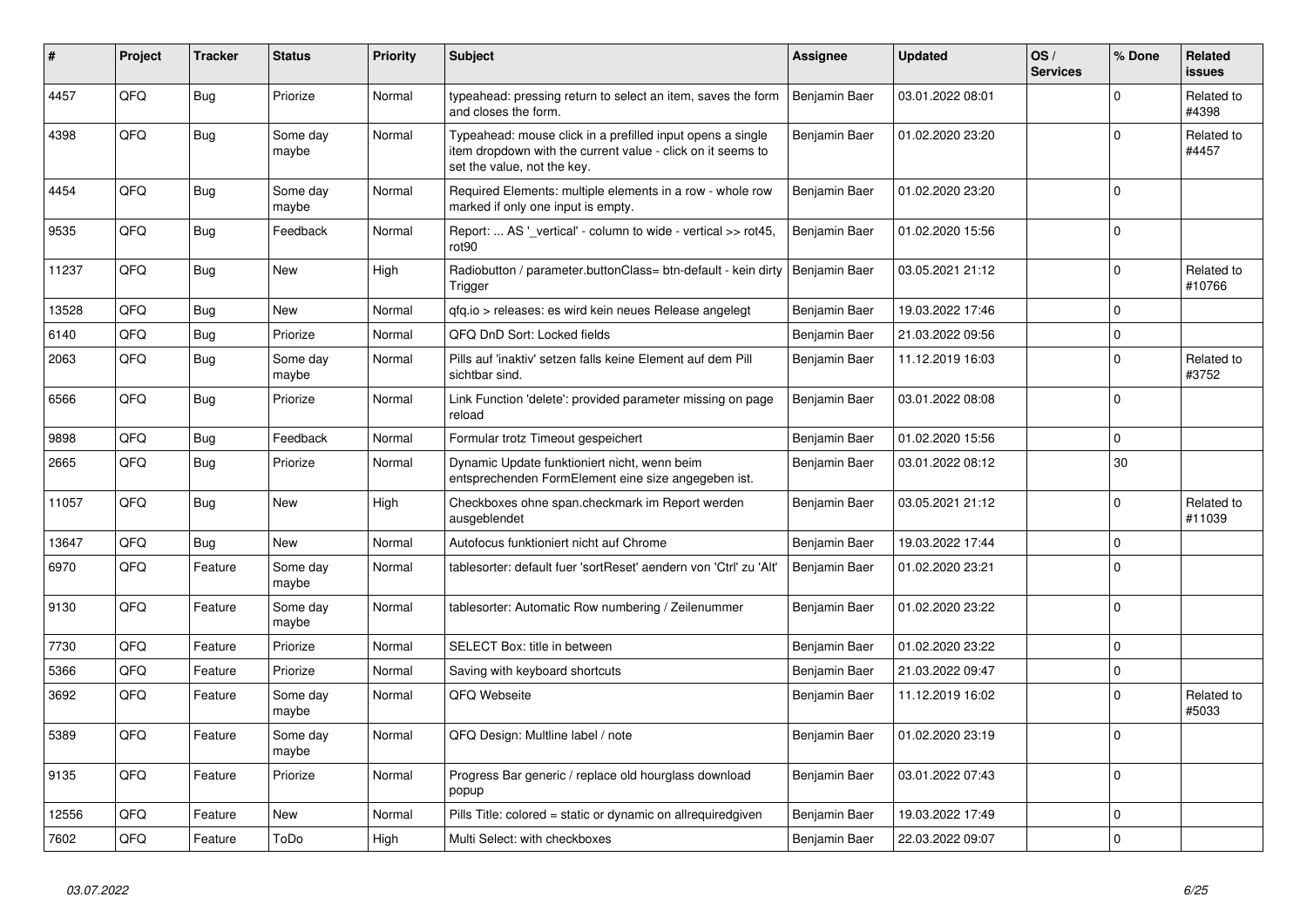| # | Project | Tracker | Status | Priority | Subject | Assignee | Updated | OS / Services | % Done | Related issues |
|---|---|---|---|---|---|---|---|---|---|---|
| 4457 | QFQ | Bug | Priorize | Normal | typeahead: pressing return to select an item, saves the form and closes the form. | Benjamin Baer | 03.01.2022 08:01 | | 0 | Related to #4398 |
| 4398 | QFQ | Bug | Some day maybe | Normal | Typeahead: mouse click in a prefilled input opens a single item dropdown with the current value - click on it seems to set the value, not the key. | Benjamin Baer | 01.02.2020 23:20 | | 0 | Related to #4457 |
| 4454 | QFQ | Bug | Some day maybe | Normal | Required Elements: multiple elements in a row - whole row marked if only one input is empty. | Benjamin Baer | 01.02.2020 23:20 | | 0 | |
| 9535 | QFQ | Bug | Feedback | Normal | Report: ... AS '_vertical' - column to wide - vertical >> rot45, rot90 | Benjamin Baer | 01.02.2020 15:56 | | 0 | |
| 11237 | QFQ | Bug | New | High | Radiobutton / parameter.buttonClass= btn-default - kein dirty Trigger | Benjamin Baer | 03.05.2021 21:12 | | 0 | Related to #10766 |
| 13528 | QFQ | Bug | New | Normal | qfq.io > releases: es wird kein neues Release angelegt | Benjamin Baer | 19.03.2022 17:46 | | 0 | |
| 6140 | QFQ | Bug | Priorize | Normal | QFQ DnD Sort: Locked fields | Benjamin Baer | 21.03.2022 09:56 | | 0 | |
| 2063 | QFQ | Bug | Some day maybe | Normal | Pills auf 'inaktiv' setzen falls keine Element auf dem Pill sichtbar sind. | Benjamin Baer | 11.12.2019 16:03 | | 0 | Related to #3752 |
| 6566 | QFQ | Bug | Priorize | Normal | Link Function 'delete': provided parameter missing on page reload | Benjamin Baer | 03.01.2022 08:08 | | 0 | |
| 9898 | QFQ | Bug | Feedback | Normal | Formular trotz Timeout gespeichert | Benjamin Baer | 01.02.2020 15:56 | | 0 | |
| 2665 | QFQ | Bug | Priorize | Normal | Dynamic Update funktioniert nicht, wenn beim entsprechenden FormElement eine size angegeben ist. | Benjamin Baer | 03.01.2022 08:12 | | 30 | |
| 11057 | QFQ | Bug | New | High | Checkboxes ohne span.checkmark im Report werden ausgeblendet | Benjamin Baer | 03.05.2021 21:12 | | 0 | Related to #11039 |
| 13647 | QFQ | Bug | New | Normal | Autofocus funktioniert nicht auf Chrome | Benjamin Baer | 19.03.2022 17:44 | | 0 | |
| 6970 | QFQ | Feature | Some day maybe | Normal | tablesorter: default fuer 'sortReset' aendern von 'Ctrl' zu 'Alt' | Benjamin Baer | 01.02.2020 23:21 | | 0 | |
| 9130 | QFQ | Feature | Some day maybe | Normal | tablesorter: Automatic Row numbering / Zeilenummer | Benjamin Baer | 01.02.2020 23:22 | | 0 | |
| 7730 | QFQ | Feature | Priorize | Normal | SELECT Box: title in between | Benjamin Baer | 01.02.2020 23:22 | | 0 | |
| 5366 | QFQ | Feature | Priorize | Normal | Saving with keyboard shortcuts | Benjamin Baer | 21.03.2022 09:47 | | 0 | |
| 3692 | QFQ | Feature | Some day maybe | Normal | QFQ Webseite | Benjamin Baer | 11.12.2019 16:02 | | 0 | Related to #5033 |
| 5389 | QFQ | Feature | Some day maybe | Normal | QFQ Design: Multline label / note | Benjamin Baer | 01.02.2020 23:19 | | 0 | |
| 9135 | QFQ | Feature | Priorize | Normal | Progress Bar generic / replace old hourglass download popup | Benjamin Baer | 03.01.2022 07:43 | | 0 | |
| 12556 | QFQ | Feature | New | Normal | Pills Title: colored = static or dynamic on allrequiredgiven | Benjamin Baer | 19.03.2022 17:49 | | 0 | |
| 7602 | QFQ | Feature | ToDo | High | Multi Select: with checkboxes | Benjamin Baer | 22.03.2022 09:07 | | 0 | |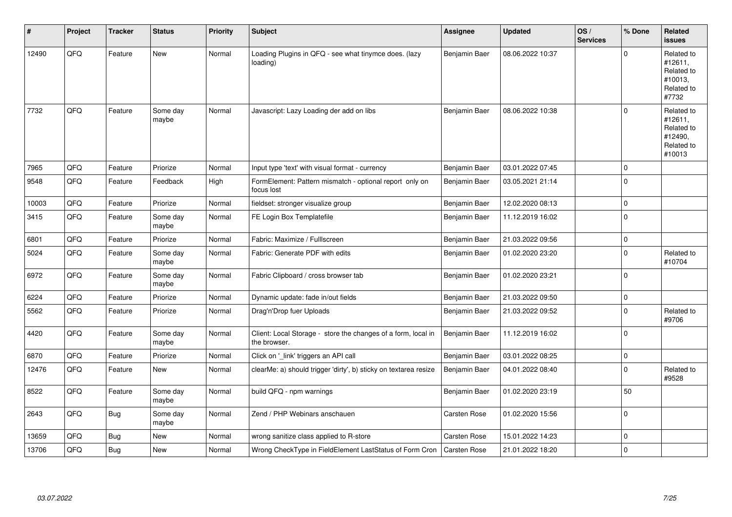| # | Project | Tracker | Status | Priority | Subject | Assignee | Updated | OS / Services | % Done | Related issues |
|---|---|---|---|---|---|---|---|---|---|---|
| 12490 | QFQ | Feature | New | Normal | Loading Plugins in QFQ - see what tinymce does. (lazy loading) | Benjamin Baer | 08.06.2022 10:37 | | 0 | Related to #12611, Related to #10013, Related to #7732 |
| 7732 | QFQ | Feature | Some day maybe | Normal | Javascript: Lazy Loading der add on libs | Benjamin Baer | 08.06.2022 10:38 | | 0 | Related to #12611, Related to #12490, Related to #10013 |
| 7965 | QFQ | Feature | Priorize | Normal | Input type 'text' with visual format - currency | Benjamin Baer | 03.01.2022 07:45 | | 0 | |
| 9548 | QFQ | Feature | Feedback | High | FormElement: Pattern mismatch - optional report only on focus lost | Benjamin Baer | 03.05.2021 21:14 | | 0 | |
| 10003 | QFQ | Feature | Priorize | Normal | fieldset: stronger visualize group | Benjamin Baer | 12.02.2020 08:13 | | 0 | |
| 3415 | QFQ | Feature | Some day maybe | Normal | FE Login Box Templatefile | Benjamin Baer | 11.12.2019 16:02 | | 0 | |
| 6801 | QFQ | Feature | Priorize | Normal | Fabric: Maximize / Fulllscreen | Benjamin Baer | 21.03.2022 09:56 | | 0 | |
| 5024 | QFQ | Feature | Some day maybe | Normal | Fabric: Generate PDF with edits | Benjamin Baer | 01.02.2020 23:20 | | 0 | Related to #10704 |
| 6972 | QFQ | Feature | Some day maybe | Normal | Fabric Clipboard / cross browser tab | Benjamin Baer | 01.02.2020 23:21 | | 0 | |
| 6224 | QFQ | Feature | Priorize | Normal | Dynamic update: fade in/out fields | Benjamin Baer | 21.03.2022 09:50 | | 0 | |
| 5562 | QFQ | Feature | Priorize | Normal | Drag'n'Drop fuer Uploads | Benjamin Baer | 21.03.2022 09:52 | | 0 | Related to #9706 |
| 4420 | QFQ | Feature | Some day maybe | Normal | Client: Local Storage - store the changes of a form, local in the browser. | Benjamin Baer | 11.12.2019 16:02 | | 0 | |
| 6870 | QFQ | Feature | Priorize | Normal | Click on '_link' triggers an API call | Benjamin Baer | 03.01.2022 08:25 | | 0 | |
| 12476 | QFQ | Feature | New | Normal | clearMe: a) should trigger 'dirty', b) sticky on textarea resize | Benjamin Baer | 04.01.2022 08:40 | | 0 | Related to #9528 |
| 8522 | QFQ | Feature | Some day maybe | Normal | build QFQ - npm warnings | Benjamin Baer | 01.02.2020 23:19 | | 50 | |
| 2643 | QFQ | Bug | Some day maybe | Normal | Zend / PHP Webinars anschauen | Carsten Rose | 01.02.2020 15:56 | | 0 | |
| 13659 | QFQ | Bug | New | Normal | wrong sanitize class applied to R-store | Carsten Rose | 15.01.2022 14:23 | | 0 | |
| 13706 | QFQ | Bug | New | Normal | Wrong CheckType in FieldElement LastStatus of Form Cron | Carsten Rose | 21.01.2022 18:20 | | 0 | |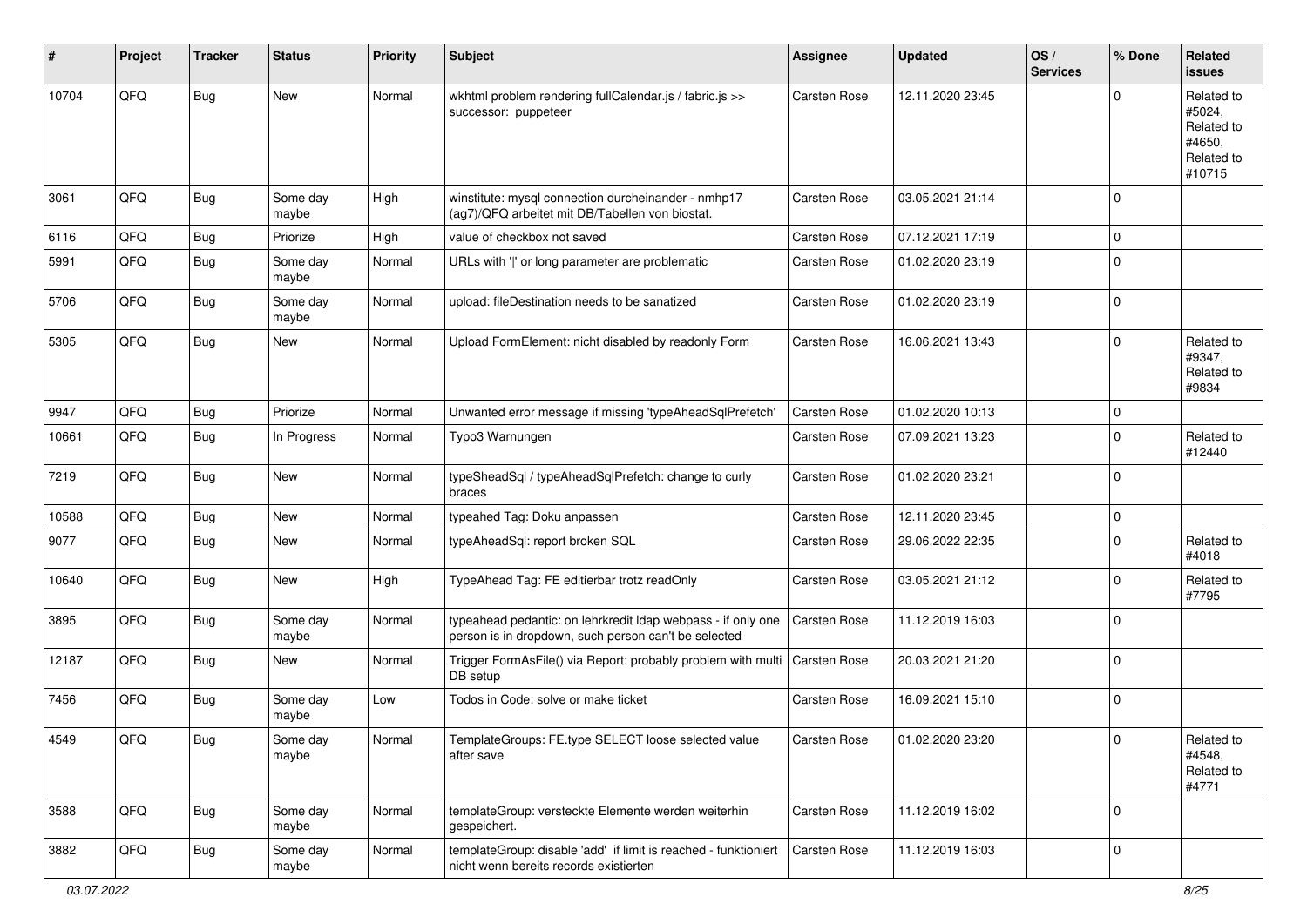| # | Project | Tracker | Status | Priority | Subject | Assignee | Updated | OS / Services | % Done | Related issues |
|---|---|---|---|---|---|---|---|---|---|---|
| 10704 | QFQ | Bug | New | Normal | wkhtml problem rendering fullCalendar.js / fabric.js >> successor: puppeteer | Carsten Rose | 12.11.2020 23:45 | | 0 | Related to #5024, Related to #4650, Related to #10715 |
| 3061 | QFQ | Bug | Some day maybe | High | winstitute: mysql connection durcheinander - nmhp17 (ag7)/QFQ arbeitet mit DB/Tabellen von biostat. | Carsten Rose | 03.05.2021 21:14 | | 0 | |
| 6116 | QFQ | Bug | Priorize | High | value of checkbox not saved | Carsten Rose | 07.12.2021 17:19 | | 0 | |
| 5991 | QFQ | Bug | Some day maybe | Normal | URLs with '|' or long parameter are problematic | Carsten Rose | 01.02.2020 23:19 | | 0 | |
| 5706 | QFQ | Bug | Some day maybe | Normal | upload: fileDestination needs to be sanatized | Carsten Rose | 01.02.2020 23:19 | | 0 | |
| 5305 | QFQ | Bug | New | Normal | Upload FormElement: nicht disabled by readonly Form | Carsten Rose | 16.06.2021 13:43 | | 0 | Related to #9347, Related to #9834 |
| 9947 | QFQ | Bug | Priorize | Normal | Unwanted error message if missing 'typeAheadSqlPrefetch' | Carsten Rose | 01.02.2020 10:13 | | 0 | |
| 10661 | QFQ | Bug | In Progress | Normal | Typo3 Warnungen | Carsten Rose | 07.09.2021 13:23 | | 0 | Related to #12440 |
| 7219 | QFQ | Bug | New | Normal | typeSheadSql / typeAheadSqlPrefetch: change to curly braces | Carsten Rose | 01.02.2020 23:21 | | 0 | |
| 10588 | QFQ | Bug | New | Normal | typeahed Tag: Doku anpassen | Carsten Rose | 12.11.2020 23:45 | | 0 | |
| 9077 | QFQ | Bug | New | Normal | typeAheadSql: report broken SQL | Carsten Rose | 29.06.2022 22:35 | | 0 | Related to #4018 |
| 10640 | QFQ | Bug | New | High | TypeAhead Tag: FE editierbar trotz readOnly | Carsten Rose | 03.05.2021 21:12 | | 0 | Related to #7795 |
| 3895 | QFQ | Bug | Some day maybe | Normal | typeahead pedantic: on lehrkredit ldap webpass - if only one person is in dropdown, such person can't be selected | Carsten Rose | 11.12.2019 16:03 | | 0 | |
| 12187 | QFQ | Bug | New | Normal | Trigger FormAsFile() via Report: probably problem with multi DB setup | Carsten Rose | 20.03.2021 21:20 | | 0 | |
| 7456 | QFQ | Bug | Some day maybe | Low | Todos in Code: solve or make ticket | Carsten Rose | 16.09.2021 15:10 | | 0 | |
| 4549 | QFQ | Bug | Some day maybe | Normal | TemplateGroups: FE.type SELECT loose selected value after save | Carsten Rose | 01.02.2020 23:20 | | 0 | Related to #4548, Related to #4771 |
| 3588 | QFQ | Bug | Some day maybe | Normal | templateGroup: versteckte Elemente werden weiterhin gespeichert. | Carsten Rose | 11.12.2019 16:02 | | 0 | |
| 3882 | QFQ | Bug | Some day maybe | Normal | templateGroup: disable 'add' if limit is reached - funktioniert nicht wenn bereits records existierten | Carsten Rose | 11.12.2019 16:03 | | 0 | |

03.07.2022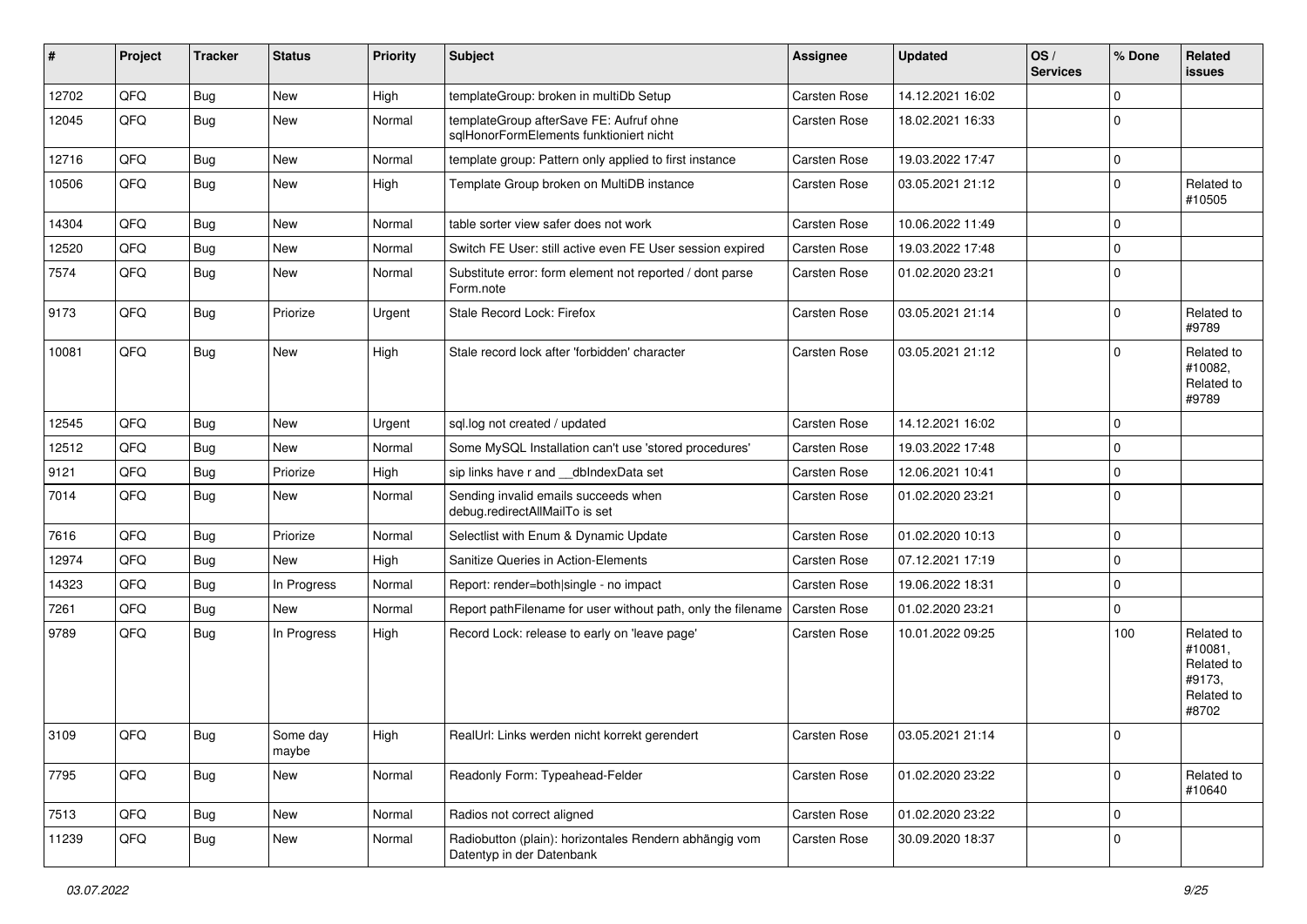| # | Project | Tracker | Status | Priority | Subject | Assignee | Updated | OS / Services | % Done | Related issues |
|---|---|---|---|---|---|---|---|---|---|---|
| 12702 | QFQ | Bug | New | High | templateGroup: broken in multiDb Setup | Carsten Rose | 14.12.2021 16:02 | | 0 | |
| 12045 | QFQ | Bug | New | Normal | templateGroup afterSave FE: Aufruf ohne sqlHonorFormElements funktioniert nicht | Carsten Rose | 18.02.2021 16:33 | | 0 | |
| 12716 | QFQ | Bug | New | Normal | template group: Pattern only applied to first instance | Carsten Rose | 19.03.2022 17:47 | | 0 | |
| 10506 | QFQ | Bug | New | High | Template Group broken on MultiDB instance | Carsten Rose | 03.05.2021 21:12 | | 0 | Related to #10505 |
| 14304 | QFQ | Bug | New | Normal | table sorter view safer does not work | Carsten Rose | 10.06.2022 11:49 | | 0 | |
| 12520 | QFQ | Bug | New | Normal | Switch FE User: still active even FE User session expired | Carsten Rose | 19.03.2022 17:48 | | 0 | |
| 7574 | QFQ | Bug | New | Normal | Substitute error: form element not reported / dont parse Form.note | Carsten Rose | 01.02.2020 23:21 | | 0 | |
| 9173 | QFQ | Bug | Priorize | Urgent | Stale Record Lock: Firefox | Carsten Rose | 03.05.2021 21:14 | | 0 | Related to #9789 |
| 10081 | QFQ | Bug | New | High | Stale record lock after 'forbidden' character | Carsten Rose | 03.05.2021 21:12 | | 0 | Related to #10082, Related to #9789 |
| 12545 | QFQ | Bug | New | Urgent | sql.log not created / updated | Carsten Rose | 14.12.2021 16:02 | | 0 | |
| 12512 | QFQ | Bug | New | Normal | Some MySQL Installation can't use 'stored procedures' | Carsten Rose | 19.03.2022 17:48 | | 0 | |
| 9121 | QFQ | Bug | Priorize | High | sip links have r and __dbIndexData set | Carsten Rose | 12.06.2021 10:41 | | 0 | |
| 7014 | QFQ | Bug | New | Normal | Sending invalid emails succeeds when debug.redirectAllMailTo is set | Carsten Rose | 01.02.2020 23:21 | | 0 | |
| 7616 | QFQ | Bug | Priorize | Normal | Selectlist with Enum & Dynamic Update | Carsten Rose | 01.02.2020 10:13 | | 0 | |
| 12974 | QFQ | Bug | New | High | Sanitize Queries in Action-Elements | Carsten Rose | 07.12.2021 17:19 | | 0 | |
| 14323 | QFQ | Bug | In Progress | Normal | Report: render=both\|single - no impact | Carsten Rose | 19.06.2022 18:31 | | 0 | |
| 7261 | QFQ | Bug | New | Normal | Report pathFilename for user without path, only the filename | Carsten Rose | 01.02.2020 23:21 | | 0 | |
| 9789 | QFQ | Bug | In Progress | High | Record Lock: release to early on 'leave page' | Carsten Rose | 10.01.2022 09:25 | | 100 | Related to #10081, Related to #9173, Related to #8702 |
| 3109 | QFQ | Bug | Some day maybe | High | RealUrl: Links werden nicht korrekt gerendert | Carsten Rose | 03.05.2021 21:14 | | 0 | |
| 7795 | QFQ | Bug | New | Normal | Readonly Form: Typeahead-Felder | Carsten Rose | 01.02.2020 23:22 | | 0 | Related to #10640 |
| 7513 | QFQ | Bug | New | Normal | Radios not correct aligned | Carsten Rose | 01.02.2020 23:22 | | 0 | |
| 11239 | QFQ | Bug | New | Normal | Radiobutton (plain): horizontales Rendern abhängig vom Datentyp in der Datenbank | Carsten Rose | 30.09.2020 18:37 | | 0 | |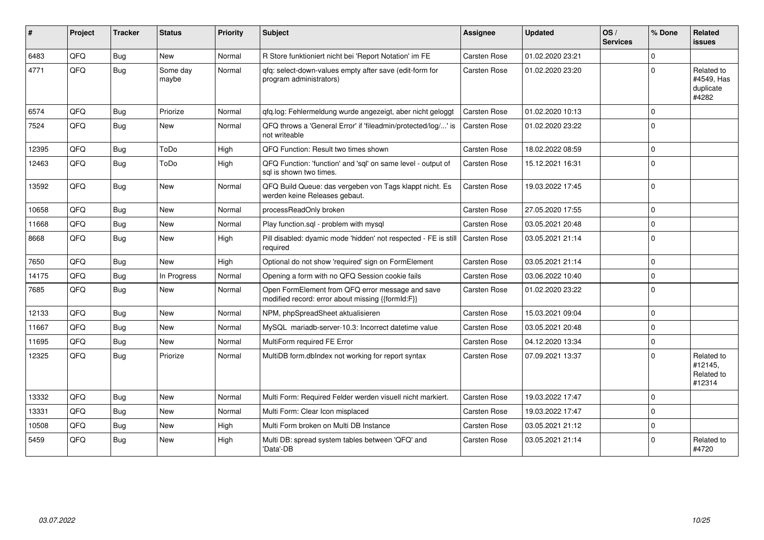| # | Project | Tracker | Status | Priority | Subject | Assignee | Updated | OS / Services | % Done | Related issues |
|---|---|---|---|---|---|---|---|---|---|---|
| 6483 | QFQ | Bug | New | Normal | R Store funktioniert nicht bei 'Report Notation' im FE | Carsten Rose | 01.02.2020 23:21 | | 0 | |
| 4771 | QFQ | Bug | Some day maybe | Normal | qfq: select-down-values empty after save (edit-form for program administrators) | Carsten Rose | 01.02.2020 23:20 | | 0 | Related to #4549, Has duplicate #4282 |
| 6574 | QFQ | Bug | Priorize | Normal | qfq.log: Fehlermeldung wurde angezeigt, aber nicht geloggt | Carsten Rose | 01.02.2020 10:13 | | 0 | |
| 7524 | QFQ | Bug | New | Normal | QFQ throws a 'General Error' if 'fileadmin/protected/log/...' is not writeable | Carsten Rose | 01.02.2020 23:22 | | 0 | |
| 12395 | QFQ | Bug | ToDo | High | QFQ Function: Result two times shown | Carsten Rose | 18.02.2022 08:59 | | 0 | |
| 12463 | QFQ | Bug | ToDo | High | QFQ Function: 'function' and 'sql' on same level - output of sql is shown two times. | Carsten Rose | 15.12.2021 16:31 | | 0 | |
| 13592 | QFQ | Bug | New | Normal | QFQ Build Queue: das vergeben von Tags klappt nicht. Es werden keine Releases gebaut. | Carsten Rose | 19.03.2022 17:45 | | 0 | |
| 10658 | QFQ | Bug | New | Normal | processReadOnly broken | Carsten Rose | 27.05.2020 17:55 | | 0 | |
| 11668 | QFQ | Bug | New | Normal | Play function.sql - problem with mysql | Carsten Rose | 03.05.2021 20:48 | | 0 | |
| 8668 | QFQ | Bug | New | High | Pill disabled: dyamic mode 'hidden' not respected - FE is still required | Carsten Rose | 03.05.2021 21:14 | | 0 | |
| 7650 | QFQ | Bug | New | High | Optional do not show 'required' sign on FormElement | Carsten Rose | 03.05.2021 21:14 | | 0 | |
| 14175 | QFQ | Bug | In Progress | Normal | Opening a form with no QFQ Session cookie fails | Carsten Rose | 03.06.2022 10:40 | | 0 | |
| 7685 | QFQ | Bug | New | Normal | Open FormElement from QFQ error message and save modified record: error about missing {{formId:F}} | Carsten Rose | 01.02.2020 23:22 | | 0 | |
| 12133 | QFQ | Bug | New | Normal | NPM, phpSpreadSheet aktualisieren | Carsten Rose | 15.03.2021 09:04 | | 0 | |
| 11667 | QFQ | Bug | New | Normal | MySQL mariadb-server-10.3: Incorrect datetime value | Carsten Rose | 03.05.2021 20:48 | | 0 | |
| 11695 | QFQ | Bug | New | Normal | MultiForm required FE Error | Carsten Rose | 04.12.2020 13:34 | | 0 | |
| 12325 | QFQ | Bug | Priorize | Normal | MultiDB form.dbIndex not working for report syntax | Carsten Rose | 07.09.2021 13:37 | | 0 | Related to #12145, Related to #12314 |
| 13332 | QFQ | Bug | New | Normal | Multi Form: Required Felder werden visuell nicht markiert. | Carsten Rose | 19.03.2022 17:47 | | 0 | |
| 13331 | QFQ | Bug | New | Normal | Multi Form: Clear Icon misplaced | Carsten Rose | 19.03.2022 17:47 | | 0 | |
| 10508 | QFQ | Bug | New | High | Multi Form broken on Multi DB Instance | Carsten Rose | 03.05.2021 21:12 | | 0 | |
| 5459 | QFQ | Bug | New | High | Multi DB: spread system tables between 'QFQ' and 'Data'-DB | Carsten Rose | 03.05.2021 21:14 | | 0 | Related to #4720 |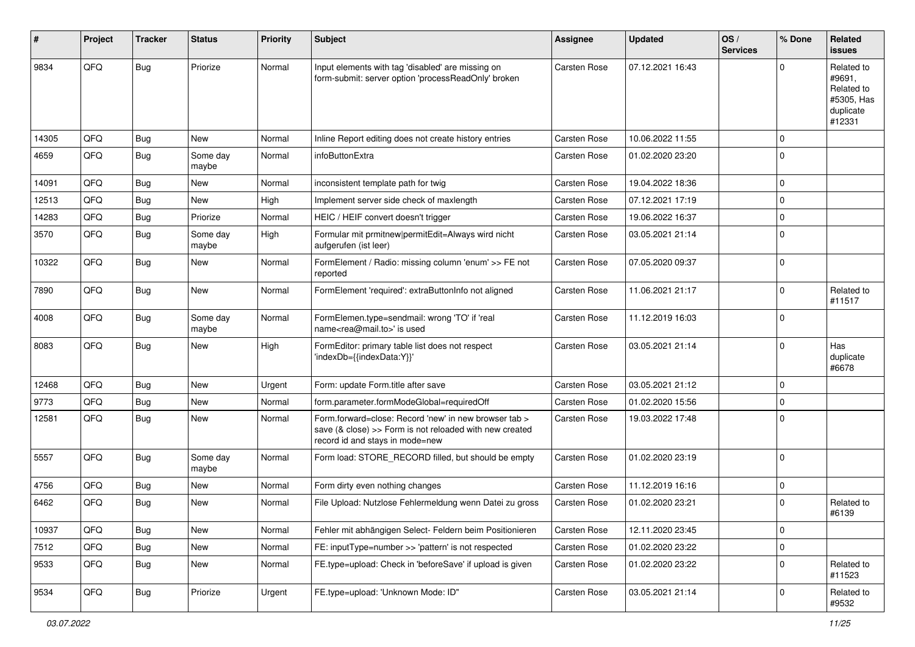| # | Project | Tracker | Status | Priority | Subject | Assignee | Updated | OS / Services | % Done | Related issues |
|---|---|---|---|---|---|---|---|---|---|---|
| 9834 | QFQ | Bug | Priorize | Normal | Input elements with tag 'disabled' are missing on form-submit: server option 'processReadOnly' broken | Carsten Rose | 07.12.2021 16:43 | | 0 | Related to #9691, Related to #5305, Has duplicate #12331 |
| 14305 | QFQ | Bug | New | Normal | Inline Report editing does not create history entries | Carsten Rose | 10.06.2022 11:55 | | 0 | |
| 4659 | QFQ | Bug | Some day maybe | Normal | infoButtonExtra | Carsten Rose | 01.02.2020 23:20 | | 0 | |
| 14091 | QFQ | Bug | New | Normal | inconsistent template path for twig | Carsten Rose | 19.04.2022 18:36 | | 0 | |
| 12513 | QFQ | Bug | New | High | Implement server side check of maxlength | Carsten Rose | 07.12.2021 17:19 | | 0 | |
| 14283 | QFQ | Bug | Priorize | Normal | HEIC / HEIF convert doesn't trigger | Carsten Rose | 19.06.2022 16:37 | | 0 | |
| 3570 | QFQ | Bug | Some day maybe | High | Formular mit prmitnew\|permitEdit=Always wird nicht aufgerufen (ist leer) | Carsten Rose | 03.05.2021 21:14 | | 0 | |
| 10322 | QFQ | Bug | New | Normal | FormElement / Radio: missing column 'enum' >> FE not reported | Carsten Rose | 07.05.2020 09:37 | | 0 | |
| 7890 | QFQ | Bug | New | Normal | FormElement 'required': extraButtonInfo not aligned | Carsten Rose | 11.06.2021 21:17 | | 0 | Related to #11517 |
| 4008 | QFQ | Bug | Some day maybe | Normal | FormElemen.type=sendmail: wrong 'TO' if 'real name<rea@mail.to>' is used | Carsten Rose | 11.12.2019 16:03 | | 0 | |
| 8083 | QFQ | Bug | New | High | FormEditor: primary table list does not respect 'indexDb={{indexData:Y}}' | Carsten Rose | 03.05.2021 21:14 | | 0 | Has duplicate #6678 |
| 12468 | QFQ | Bug | New | Urgent | Form: update Form.title after save | Carsten Rose | 03.05.2021 21:12 | | 0 | |
| 9773 | QFQ | Bug | New | Normal | form.parameter.formModeGlobal=requiredOff | Carsten Rose | 01.02.2020 15:56 | | 0 | |
| 12581 | QFQ | Bug | New | Normal | Form.forward=close: Record 'new' in new browser tab > save (& close) >> Form is not reloaded with new created record id and stays in mode=new | Carsten Rose | 19.03.2022 17:48 | | 0 | |
| 5557 | QFQ | Bug | Some day maybe | Normal | Form load: STORE_RECORD filled, but should be empty | Carsten Rose | 01.02.2020 23:19 | | 0 | |
| 4756 | QFQ | Bug | New | Normal | Form dirty even nothing changes | Carsten Rose | 11.12.2019 16:16 | | 0 | |
| 6462 | QFQ | Bug | New | Normal | File Upload: Nutzlose Fehlermeldung wenn Datei zu gross | Carsten Rose | 01.02.2020 23:21 | | 0 | Related to #6139 |
| 10937 | QFQ | Bug | New | Normal | Fehler mit abhängigen Select- Feldern beim Positionieren | Carsten Rose | 12.11.2020 23:45 | | 0 | |
| 7512 | QFQ | Bug | New | Normal | FE: inputType=number >> 'pattern' is not respected | Carsten Rose | 01.02.2020 23:22 | | 0 | |
| 9533 | QFQ | Bug | New | Normal | FE.type=upload: Check in 'beforeSave' if upload is given | Carsten Rose | 01.02.2020 23:22 | | 0 | Related to #11523 |
| 9534 | QFQ | Bug | Priorize | Urgent | FE.type=upload: 'Unknown Mode: ID" | Carsten Rose | 03.05.2021 21:14 | | 0 | Related to #9532 |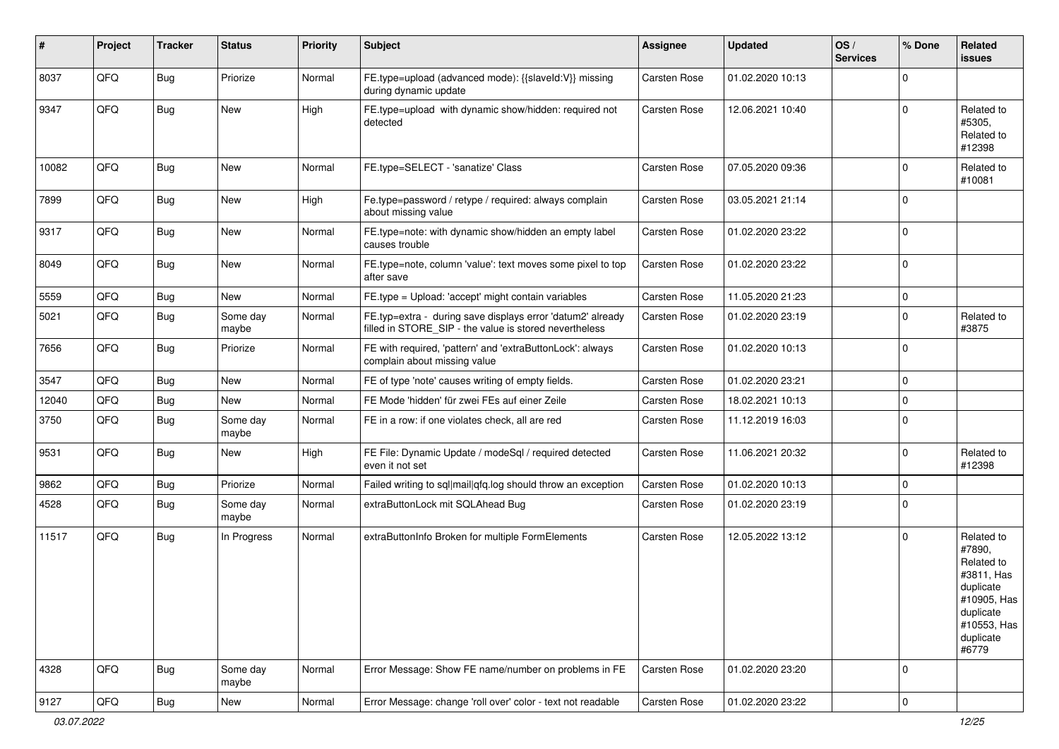| # | Project | Tracker | Status | Priority | Subject | Assignee | Updated | OS / Services | % Done | Related issues |
|---|---|---|---|---|---|---|---|---|---|---|
| 8037 | QFQ | Bug | Priorize | Normal | FE.type=upload (advanced mode): {{slaveId:V}} missing during dynamic update | Carsten Rose | 01.02.2020 10:13 | | 0 | |
| 9347 | QFQ | Bug | New | High | FE.type=upload with dynamic show/hidden: required not detected | Carsten Rose | 12.06.2021 10:40 | | 0 | Related to #5305, Related to #12398 |
| 10082 | QFQ | Bug | New | Normal | FE.type=SELECT - 'sanatize' Class | Carsten Rose | 07.05.2020 09:36 | | 0 | Related to #10081 |
| 7899 | QFQ | Bug | New | High | Fe.type=password / retype / required: always complain about missing value | Carsten Rose | 03.05.2021 21:14 | | 0 | |
| 9317 | QFQ | Bug | New | Normal | FE.type=note: with dynamic show/hidden an empty label causes trouble | Carsten Rose | 01.02.2020 23:22 | | 0 | |
| 8049 | QFQ | Bug | New | Normal | FE.type=note, column 'value': text moves some pixel to top after save | Carsten Rose | 01.02.2020 23:22 | | 0 | |
| 5559 | QFQ | Bug | New | Normal | FE.type = Upload: 'accept' might contain variables | Carsten Rose | 11.05.2020 21:23 | | 0 | |
| 5021 | QFQ | Bug | Some day maybe | Normal | FE.typ=extra - during save displays error 'datum2' already filled in STORE_SIP - the value is stored nevertheless | Carsten Rose | 01.02.2020 23:19 | | 0 | Related to #3875 |
| 7656 | QFQ | Bug | Priorize | Normal | FE with required, 'pattern' and 'extraButtonLock': always complain about missing value | Carsten Rose | 01.02.2020 10:13 | | 0 | |
| 3547 | QFQ | Bug | New | Normal | FE of type 'note' causes writing of empty fields. | Carsten Rose | 01.02.2020 23:21 | | 0 | |
| 12040 | QFQ | Bug | New | Normal | FE Mode 'hidden' für zwei FEs auf einer Zeile | Carsten Rose | 18.02.2021 10:13 | | 0 | |
| 3750 | QFQ | Bug | Some day maybe | Normal | FE in a row: if one violates check, all are red | Carsten Rose | 11.12.2019 16:03 | | 0 | |
| 9531 | QFQ | Bug | New | High | FE File: Dynamic Update / modeSql / required detected even it not set | Carsten Rose | 11.06.2021 20:32 | | 0 | Related to #12398 |
| 9862 | QFQ | Bug | Priorize | Normal | Failed writing to sql\|mail\|qfq.log should throw an exception | Carsten Rose | 01.02.2020 10:13 | | 0 | |
| 4528 | QFQ | Bug | Some day maybe | Normal | extraButtonLock mit SQLAhead Bug | Carsten Rose | 01.02.2020 23:19 | | 0 | |
| 11517 | QFQ | Bug | In Progress | Normal | extraButtonInfo Broken for multiple FormElements | Carsten Rose | 12.05.2022 13:12 | | 0 | Related to #7890, Related to #3811, Has duplicate #10905, Has duplicate #10553, Has duplicate #6779 |
| 4328 | QFQ | Bug | Some day maybe | Normal | Error Message: Show FE name/number on problems in FE | Carsten Rose | 01.02.2020 23:20 | | 0 | |
| 9127 | QFQ | Bug | New | Normal | Error Message: change 'roll over' color - text not readable | Carsten Rose | 01.02.2020 23:22 | | 0 | |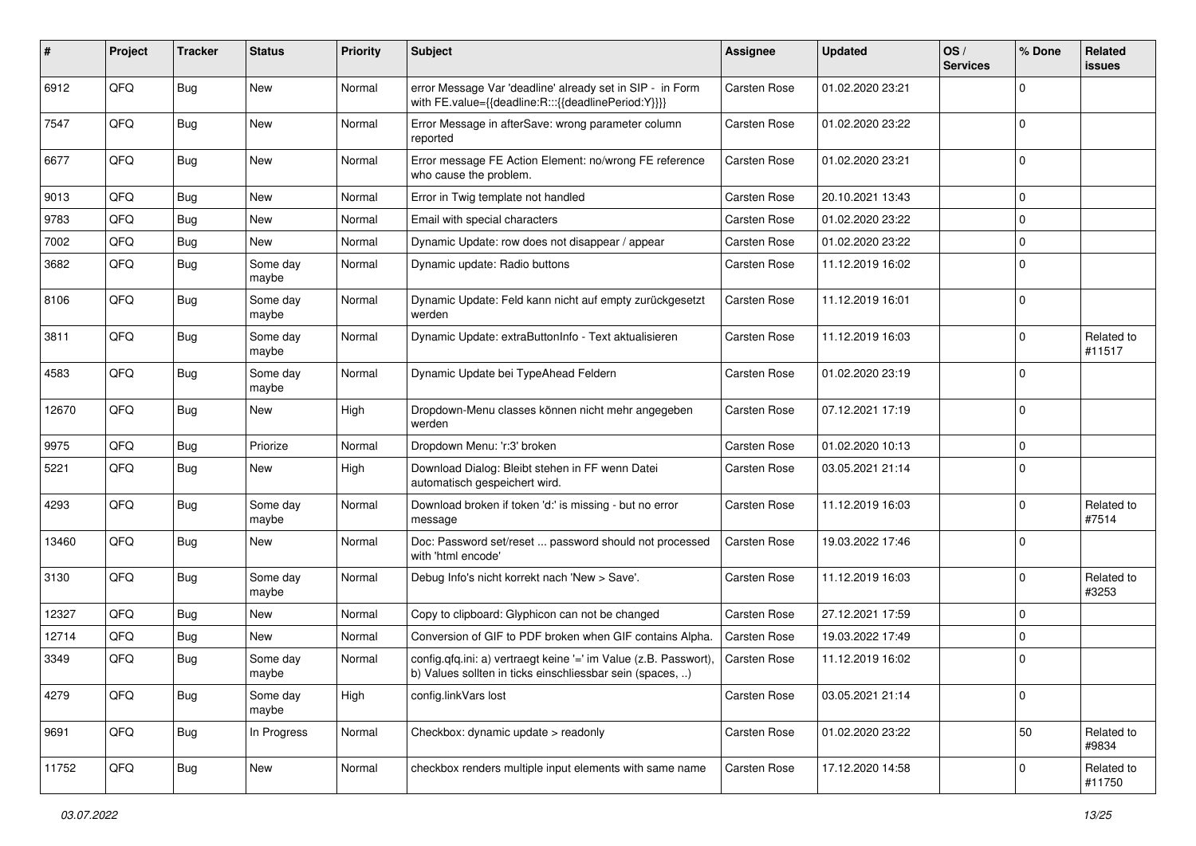| # | Project | Tracker | Status | Priority | Subject | Assignee | Updated | OS / Services | % Done | Related issues |
|---|---|---|---|---|---|---|---|---|---|---|
| 6912 | QFQ | Bug | New | Normal | error Message Var 'deadline' already set in SIP - in Form with FE.value={{deadline:R:::{{deadlinePeriod:Y}}}} | Carsten Rose | 01.02.2020 23:21 | | 0 | |
| 7547 | QFQ | Bug | New | Normal | Error Message in afterSave: wrong parameter column reported | Carsten Rose | 01.02.2020 23:22 | | 0 | |
| 6677 | QFQ | Bug | New | Normal | Error message FE Action Element: no/wrong FE reference who cause the problem. | Carsten Rose | 01.02.2020 23:21 | | 0 | |
| 9013 | QFQ | Bug | New | Normal | Error in Twig template not handled | Carsten Rose | 20.10.2021 13:43 | | 0 | |
| 9783 | QFQ | Bug | New | Normal | Email with special characters | Carsten Rose | 01.02.2020 23:22 | | 0 | |
| 7002 | QFQ | Bug | New | Normal | Dynamic Update: row does not disappear / appear | Carsten Rose | 01.02.2020 23:22 | | 0 | |
| 3682 | QFQ | Bug | Some day maybe | Normal | Dynamic update: Radio buttons | Carsten Rose | 11.12.2019 16:02 | | 0 | |
| 8106 | QFQ | Bug | Some day maybe | Normal | Dynamic Update: Feld kann nicht auf empty zurückgesetzt werden | Carsten Rose | 11.12.2019 16:01 | | 0 | |
| 3811 | QFQ | Bug | Some day maybe | Normal | Dynamic Update: extraButtonInfo - Text aktualisieren | Carsten Rose | 11.12.2019 16:03 | | 0 | Related to #11517 |
| 4583 | QFQ | Bug | Some day maybe | Normal | Dynamic Update bei TypeAhead Feldern | Carsten Rose | 01.02.2020 23:19 | | 0 | |
| 12670 | QFQ | Bug | New | High | Dropdown-Menu classes können nicht mehr angegeben werden | Carsten Rose | 07.12.2021 17:19 | | 0 | |
| 9975 | QFQ | Bug | Priorize | Normal | Dropdown Menu: 'r:3' broken | Carsten Rose | 01.02.2020 10:13 | | 0 | |
| 5221 | QFQ | Bug | New | High | Download Dialog: Bleibt stehen in FF wenn Datei automatisch gespeichert wird. | Carsten Rose | 03.05.2021 21:14 | | 0 | |
| 4293 | QFQ | Bug | Some day maybe | Normal | Download broken if token 'd:' is missing - but no error message | Carsten Rose | 11.12.2019 16:03 | | 0 | Related to #7514 |
| 13460 | QFQ | Bug | New | Normal | Doc: Password set/reset ... password should not processed with 'html encode' | Carsten Rose | 19.03.2022 17:46 | | 0 | |
| 3130 | QFQ | Bug | Some day maybe | Normal | Debug Info's nicht korrekt nach 'New > Save'. | Carsten Rose | 11.12.2019 16:03 | | 0 | Related to #3253 |
| 12327 | QFQ | Bug | New | Normal | Copy to clipboard: Glyphicon can not be changed | Carsten Rose | 27.12.2021 17:59 | | 0 | |
| 12714 | QFQ | Bug | New | Normal | Conversion of GIF to PDF broken when GIF contains Alpha. | Carsten Rose | 19.03.2022 17:49 | | 0 | |
| 3349 | QFQ | Bug | Some day maybe | Normal | config.qfq.ini: a) vertraegt keine '=' im Value (z.B. Passwort), b) Values sollten in ticks einschliessbar sein (spaces, ..) | Carsten Rose | 11.12.2019 16:02 | | 0 | |
| 4279 | QFQ | Bug | Some day maybe | High | config.linkVars lost | Carsten Rose | 03.05.2021 21:14 | | 0 | |
| 9691 | QFQ | Bug | In Progress | Normal | Checkbox: dynamic update > readonly | Carsten Rose | 01.02.2020 23:22 | | 50 | Related to #9834 |
| 11752 | QFQ | Bug | New | Normal | checkbox renders multiple input elements with same name | Carsten Rose | 17.12.2020 14:58 | | 0 | Related to #11750 |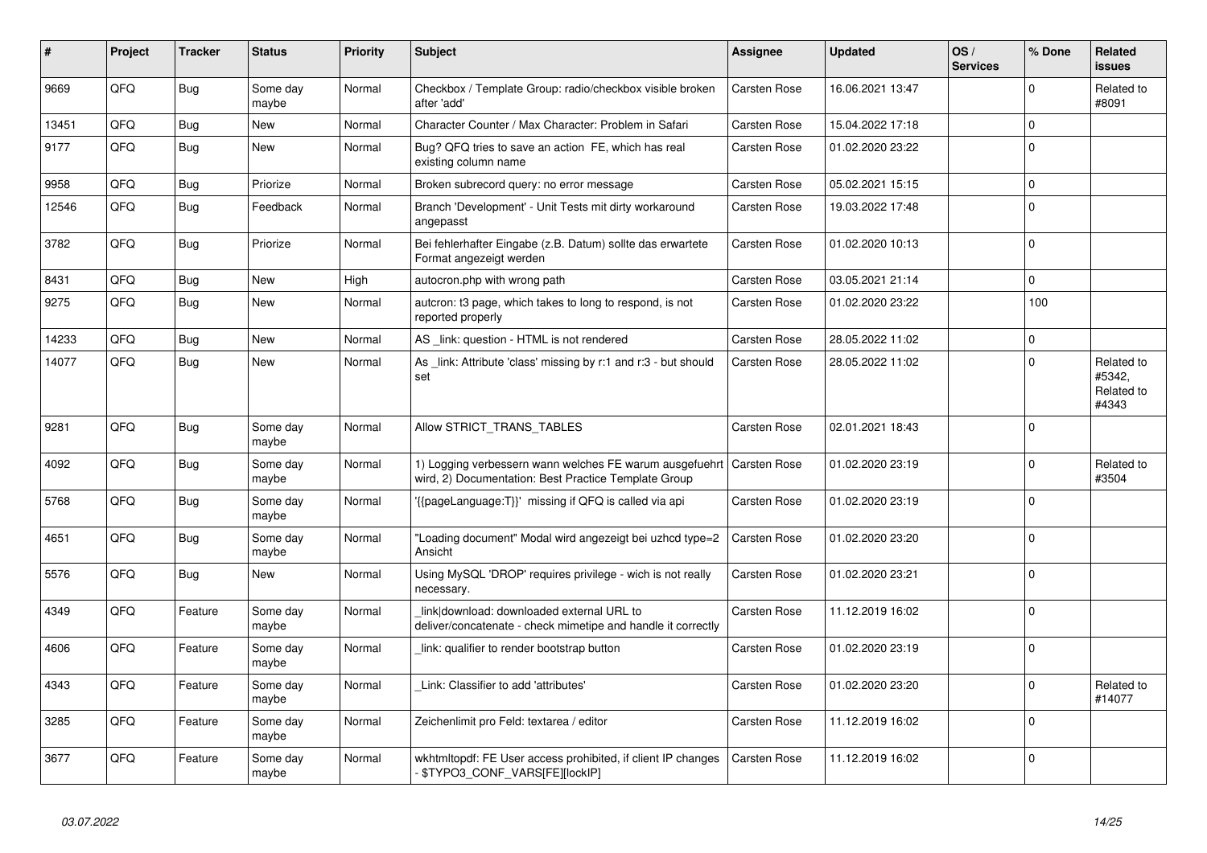| # | Project | Tracker | Status | Priority | Subject | Assignee | Updated | OS / Services | % Done | Related issues |
|---|---|---|---|---|---|---|---|---|---|---|
| 9669 | QFQ | Bug | Some day maybe | Normal | Checkbox / Template Group: radio/checkbox visible broken after 'add' | Carsten Rose | 16.06.2021 13:47 | | 0 | Related to #8091 |
| 13451 | QFQ | Bug | New | Normal | Character Counter / Max Character: Problem in Safari | Carsten Rose | 15.04.2022 17:18 | | 0 | |
| 9177 | QFQ | Bug | New | Normal | Bug? QFQ tries to save an action FE, which has real existing column name | Carsten Rose | 01.02.2020 23:22 | | 0 | |
| 9958 | QFQ | Bug | Priorize | Normal | Broken subrecord query: no error message | Carsten Rose | 05.02.2021 15:15 | | 0 | |
| 12546 | QFQ | Bug | Feedback | Normal | Branch 'Development' - Unit Tests mit dirty workaround angepasst | Carsten Rose | 19.03.2022 17:48 | | 0 | |
| 3782 | QFQ | Bug | Priorize | Normal | Bei fehlerhafter Eingabe (z.B. Datum) sollte das erwartete Format angezeigt werden | Carsten Rose | 01.02.2020 10:13 | | 0 | |
| 8431 | QFQ | Bug | New | High | autocron.php with wrong path | Carsten Rose | 03.05.2021 21:14 | | 0 | |
| 9275 | QFQ | Bug | New | Normal | autcron: t3 page, which takes to long to respond, is not reported properly | Carsten Rose | 01.02.2020 23:22 | | 100 | |
| 14233 | QFQ | Bug | New | Normal | AS _link: question - HTML is not rendered | Carsten Rose | 28.05.2022 11:02 | | 0 | |
| 14077 | QFQ | Bug | New | Normal | As _link: Attribute 'class' missing by r:1 and r:3 - but should set | Carsten Rose | 28.05.2022 11:02 | | 0 | Related to #5342, Related to #4343 |
| 9281 | QFQ | Bug | Some day maybe | Normal | Allow STRICT_TRANS_TABLES | Carsten Rose | 02.01.2021 18:43 | | 0 | |
| 4092 | QFQ | Bug | Some day maybe | Normal | 1) Logging verbessern wann welches FE warum ausgefuehrt wird, 2) Documentation: Best Practice Template Group | Carsten Rose | 01.02.2020 23:19 | | 0 | Related to #3504 |
| 5768 | QFQ | Bug | Some day maybe | Normal | '{{pageLanguage:T}}' missing if QFQ is called via api | Carsten Rose | 01.02.2020 23:19 | | 0 | |
| 4651 | QFQ | Bug | Some day maybe | Normal | "Loading document" Modal wird angezeigt bei uzhcd type=2 Ansicht | Carsten Rose | 01.02.2020 23:20 | | 0 | |
| 5576 | QFQ | Bug | New | Normal | Using MySQL 'DROP' requires privilege - wich is not really necessary. | Carsten Rose | 01.02.2020 23:21 | | 0 | |
| 4349 | QFQ | Feature | Some day maybe | Normal | _link\|download: downloaded external URL to deliver/concatenate - check mimetipe and handle it correctly | Carsten Rose | 11.12.2019 16:02 | | 0 | |
| 4606 | QFQ | Feature | Some day maybe | Normal | _link: qualifier to render bootstrap button | Carsten Rose | 01.02.2020 23:19 | | 0 | |
| 4343 | QFQ | Feature | Some day maybe | Normal | _Link: Classifier to add 'attributes' | Carsten Rose | 01.02.2020 23:20 | | 0 | Related to #14077 |
| 3285 | QFQ | Feature | Some day maybe | Normal | Zeichenlimit pro Feld: textarea / editor | Carsten Rose | 11.12.2019 16:02 | | 0 | |
| 3677 | QFQ | Feature | Some day maybe | Normal | wkhtmltopdf: FE User access prohibited, if client IP changes - $TYPO3_CONF_VARS[FE][lockIP] | Carsten Rose | 11.12.2019 16:02 | | 0 | |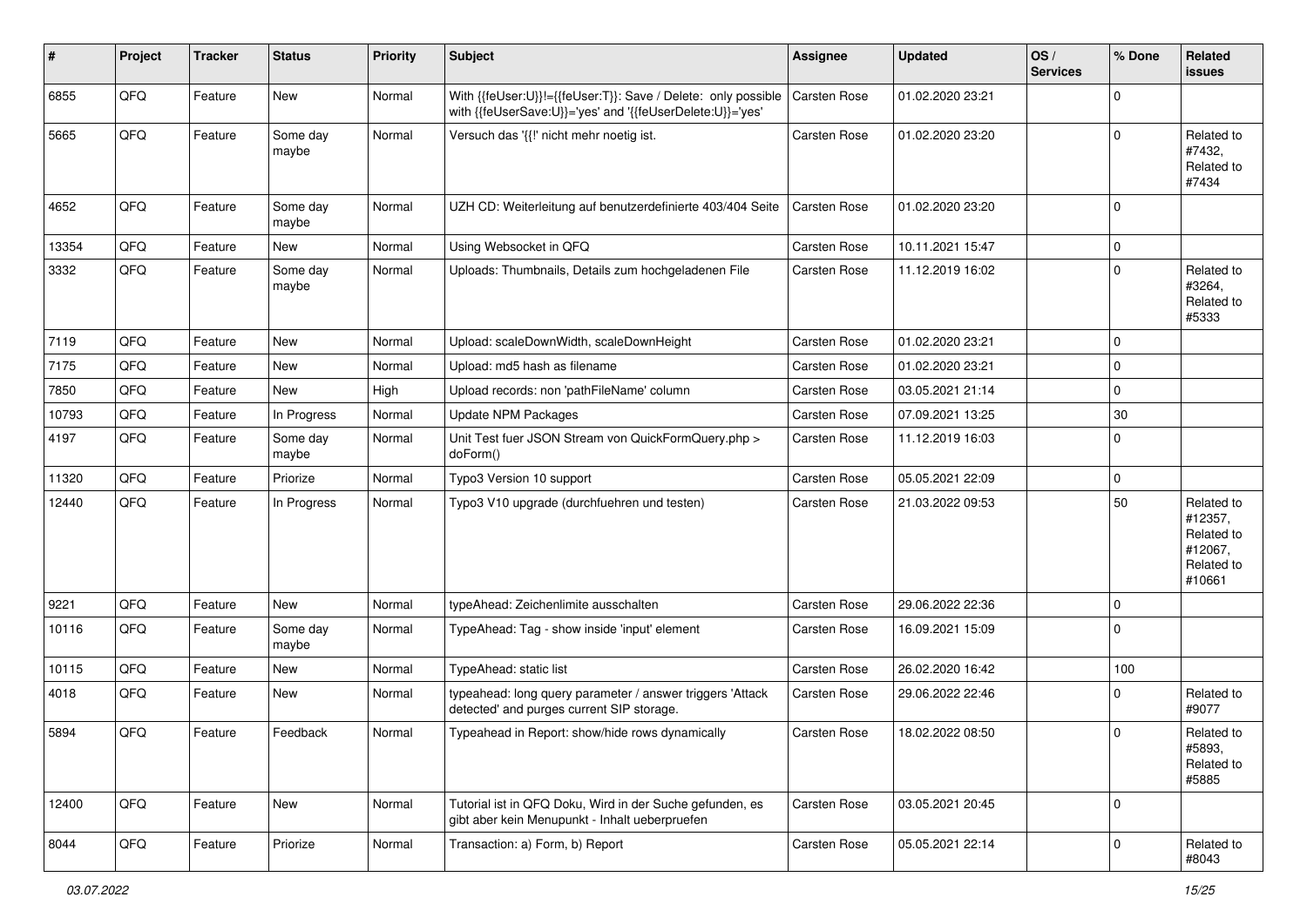| # | Project | Tracker | Status | Priority | Subject | Assignee | Updated | OS / Services | % Done | Related issues |
|---|---|---|---|---|---|---|---|---|---|---|
| 6855 | QFQ | Feature | New | Normal | With {{feUser:U}}!={{feUser:T}}: Save / Delete: only possible with {{feUserSave:U}}='yes' and '{{feUserDelete:U}}='yes' | Carsten Rose | 01.02.2020 23:21 | | 0 | |
| 5665 | QFQ | Feature | Some day maybe | Normal | Versuch das '{{!' nicht mehr noetig ist. | Carsten Rose | 01.02.2020 23:20 | | 0 | Related to #7432, Related to #7434 |
| 4652 | QFQ | Feature | Some day maybe | Normal | UZH CD: Weiterleitung auf benutzerdefinierte 403/404 Seite | Carsten Rose | 01.02.2020 23:20 | | 0 | |
| 13354 | QFQ | Feature | New | Normal | Using Websocket in QFQ | Carsten Rose | 10.11.2021 15:47 | | 0 | |
| 3332 | QFQ | Feature | Some day maybe | Normal | Uploads: Thumbnails, Details zum hochgeladenen File | Carsten Rose | 11.12.2019 16:02 | | 0 | Related to #3264, Related to #5333 |
| 7119 | QFQ | Feature | New | Normal | Upload: scaleDownWidth, scaleDownHeight | Carsten Rose | 01.02.2020 23:21 | | 0 | |
| 7175 | QFQ | Feature | New | Normal | Upload: md5 hash as filename | Carsten Rose | 01.02.2020 23:21 | | 0 | |
| 7850 | QFQ | Feature | New | High | Upload records: non 'pathFileName' column | Carsten Rose | 03.05.2021 21:14 | | 0 | |
| 10793 | QFQ | Feature | In Progress | Normal | Update NPM Packages | Carsten Rose | 07.09.2021 13:25 | | 30 | |
| 4197 | QFQ | Feature | Some day maybe | Normal | Unit Test fuer JSON Stream von QuickFormQuery.php > doForm() | Carsten Rose | 11.12.2019 16:03 | | 0 | |
| 11320 | QFQ | Feature | Priorize | Normal | Typo3 Version 10 support | Carsten Rose | 05.05.2021 22:09 | | 0 | |
| 12440 | QFQ | Feature | In Progress | Normal | Typo3 V10 upgrade (durchfuehren und testen) | Carsten Rose | 21.03.2022 09:53 | | 50 | Related to #12357, Related to #12067, Related to #10661 |
| 9221 | QFQ | Feature | New | Normal | typeAhead: Zeichenlimite ausschalten | Carsten Rose | 29.06.2022 22:36 | | 0 | |
| 10116 | QFQ | Feature | Some day maybe | Normal | TypeAhead: Tag - show inside 'input' element | Carsten Rose | 16.09.2021 15:09 | | 0 | |
| 10115 | QFQ | Feature | New | Normal | TypeAhead: static list | Carsten Rose | 26.02.2020 16:42 | | 100 | |
| 4018 | QFQ | Feature | New | Normal | typeahead: long query parameter / answer triggers 'Attack detected' and purges current SIP storage. | Carsten Rose | 29.06.2022 22:46 | | 0 | Related to #9077 |
| 5894 | QFQ | Feature | Feedback | Normal | Typeahead in Report: show/hide rows dynamically | Carsten Rose | 18.02.2022 08:50 | | 0 | Related to #5893, Related to #5885 |
| 12400 | QFQ | Feature | New | Normal | Tutorial ist in QFQ Doku, Wird in der Suche gefunden, es gibt aber kein Menupunkt - Inhalt ueberpruefen | Carsten Rose | 03.05.2021 20:45 | | 0 | |
| 8044 | QFQ | Feature | Priorize | Normal | Transaction: a) Form, b) Report | Carsten Rose | 05.05.2021 22:14 | | 0 | Related to #8043 |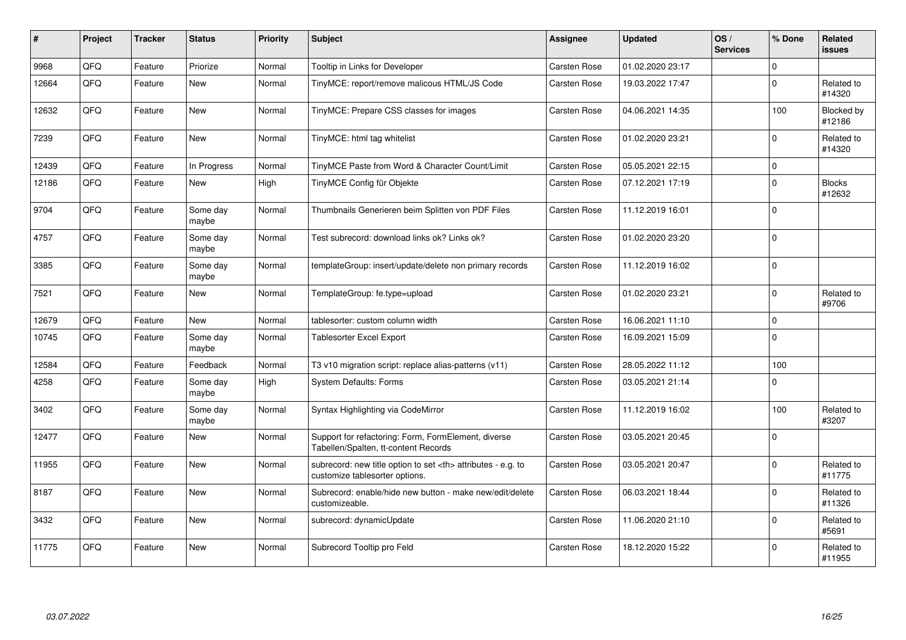| # | Project | Tracker | Status | Priority | Subject | Assignee | Updated | OS / Services | % Done | Related issues |
|---|---|---|---|---|---|---|---|---|---|---|
| 9968 | QFQ | Feature | Priorize | Normal | Tooltip in Links for Developer | Carsten Rose | 01.02.2020 23:17 | | 0 | |
| 12664 | QFQ | Feature | New | Normal | TinyMCE: report/remove malicous HTML/JS Code | Carsten Rose | 19.03.2022 17:47 | | 0 | Related to #14320 |
| 12632 | QFQ | Feature | New | Normal | TinyMCE: Prepare CSS classes for images | Carsten Rose | 04.06.2021 14:35 | | 100 | Blocked by #12186 |
| 7239 | QFQ | Feature | New | Normal | TinyMCE: html tag whitelist | Carsten Rose | 01.02.2020 23:21 | | 0 | Related to #14320 |
| 12439 | QFQ | Feature | In Progress | Normal | TinyMCE Paste from Word & Character Count/Limit | Carsten Rose | 05.05.2021 22:15 | | 0 | |
| 12186 | QFQ | Feature | New | High | TinyMCE Config für Objekte | Carsten Rose | 07.12.2021 17:19 | | 0 | Blocks #12632 |
| 9704 | QFQ | Feature | Some day maybe | Normal | Thumbnails Generieren beim Splitten von PDF Files | Carsten Rose | 11.12.2019 16:01 | | 0 | |
| 4757 | QFQ | Feature | Some day maybe | Normal | Test subrecord: download links ok? Links ok? | Carsten Rose | 01.02.2020 23:20 | | 0 | |
| 3385 | QFQ | Feature | Some day maybe | Normal | templateGroup: insert/update/delete non primary records | Carsten Rose | 11.12.2019 16:02 | | 0 | |
| 7521 | QFQ | Feature | New | Normal | TemplateGroup: fe.type=upload | Carsten Rose | 01.02.2020 23:21 | | 0 | Related to #9706 |
| 12679 | QFQ | Feature | New | Normal | tablesorter: custom column width | Carsten Rose | 16.06.2021 11:10 | | 0 | |
| 10745 | QFQ | Feature | Some day maybe | Normal | Tablesorter Excel Export | Carsten Rose | 16.09.2021 15:09 | | 0 | |
| 12584 | QFQ | Feature | Feedback | Normal | T3 v10 migration script: replace alias-patterns (v11) | Carsten Rose | 28.05.2022 11:12 | | 100 | |
| 4258 | QFQ | Feature | Some day maybe | High | System Defaults: Forms | Carsten Rose | 03.05.2021 21:14 | | 0 | |
| 3402 | QFQ | Feature | Some day maybe | Normal | Syntax Highlighting via CodeMirror | Carsten Rose | 11.12.2019 16:02 | | 100 | Related to #3207 |
| 12477 | QFQ | Feature | New | Normal | Support for refactoring: Form, FormElement, diverse Tabellen/Spalten, tt-content Records | Carsten Rose | 03.05.2021 20:45 | | 0 | |
| 11955 | QFQ | Feature | New | Normal | subrecord: new title option to set <th> attributes - e.g. to customize tablesorter options. | Carsten Rose | 03.05.2021 20:47 | | 0 | Related to #11775 |
| 8187 | QFQ | Feature | New | Normal | Subrecord: enable/hide new button - make new/edit/delete customizeable. | Carsten Rose | 06.03.2021 18:44 | | 0 | Related to #11326 |
| 3432 | QFQ | Feature | New | Normal | subrecord: dynamicUpdate | Carsten Rose | 11.06.2020 21:10 | | 0 | Related to #5691 |
| 11775 | QFQ | Feature | New | Normal | Subrecord Tooltip pro Feld | Carsten Rose | 18.12.2020 15:22 | | 0 | Related to #11955 |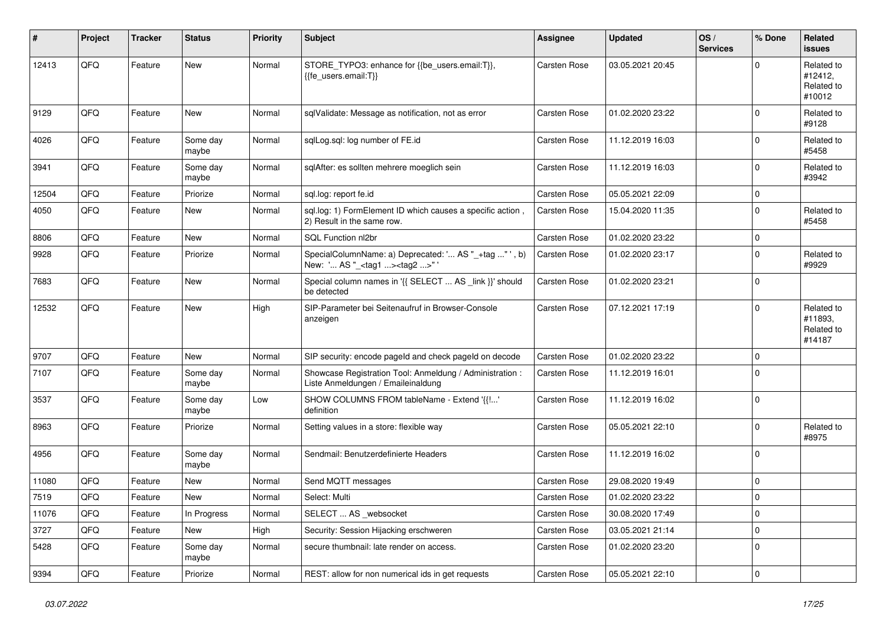| # | Project | Tracker | Status | Priority | Subject | Assignee | Updated | OS / Services | % Done | Related issues |
|---|---|---|---|---|---|---|---|---|---|---|
| 12413 | QFQ | Feature | New | Normal | STORE_TYPO3: enhance for {{be_users.email:T}}, {{fe_users.email:T}} | Carsten Rose | 03.05.2021 20:45 | | 0 | Related to #12412, Related to #10012 |
| 9129 | QFQ | Feature | New | Normal | sqlValidate: Message as notification, not as error | Carsten Rose | 01.02.2020 23:22 | | 0 | Related to #9128 |
| 4026 | QFQ | Feature | Some day maybe | Normal | sqlLog.sql: log number of FE.id | Carsten Rose | 11.12.2019 16:03 | | 0 | Related to #5458 |
| 3941 | QFQ | Feature | Some day maybe | Normal | sqlAfter: es sollten mehrere moeglich sein | Carsten Rose | 11.12.2019 16:03 | | 0 | Related to #3942 |
| 12504 | QFQ | Feature | Priorize | Normal | sql.log: report fe.id | Carsten Rose | 05.05.2021 22:09 | | 0 | |
| 4050 | QFQ | Feature | New | Normal | sql.log: 1) FormElement ID which causes a specific action , 2) Result in the same row. | Carsten Rose | 15.04.2020 11:35 | | 0 | Related to #5458 |
| 8806 | QFQ | Feature | New | Normal | SQL Function nl2br | Carsten Rose | 01.02.2020 23:22 | | 0 | |
| 9928 | QFQ | Feature | Priorize | Normal | SpecialColumnName: a) Deprecated: '... AS "_+tag ..." ', b) New: '... AS "_<tag1 ...><tag2 ...>" ' | Carsten Rose | 01.02.2020 23:17 | | 0 | Related to #9929 |
| 7683 | QFQ | Feature | New | Normal | Special column names in '{{ SELECT ... AS _link }}' should be detected | Carsten Rose | 01.02.2020 23:21 | | 0 | |
| 12532 | QFQ | Feature | New | High | SIP-Parameter bei Seitenaufruf in Browser-Console anzeigen | Carsten Rose | 07.12.2021 17:19 | | 0 | Related to #11893, Related to #14187 |
| 9707 | QFQ | Feature | New | Normal | SIP security: encode pageId and check pageId on decode | Carsten Rose | 01.02.2020 23:22 | | 0 | |
| 7107 | QFQ | Feature | Some day maybe | Normal | Showcase Registration Tool: Anmeldung / Administration : Liste Anmeldungen / Emaileinaldung | Carsten Rose | 11.12.2019 16:01 | | 0 | |
| 3537 | QFQ | Feature | Some day maybe | Low | SHOW COLUMNS FROM tableName - Extend '{{!...' definition | Carsten Rose | 11.12.2019 16:02 | | 0 | |
| 8963 | QFQ | Feature | Priorize | Normal | Setting values in a store: flexible way | Carsten Rose | 05.05.2021 22:10 | | 0 | Related to #8975 |
| 4956 | QFQ | Feature | Some day maybe | Normal | Sendmail: Benutzerdefinierte Headers | Carsten Rose | 11.12.2019 16:02 | | 0 | |
| 11080 | QFQ | Feature | New | Normal | Send MQTT messages | Carsten Rose | 29.08.2020 19:49 | | 0 | |
| 7519 | QFQ | Feature | New | Normal | Select: Multi | Carsten Rose | 01.02.2020 23:22 | | 0 | |
| 11076 | QFQ | Feature | In Progress | Normal | SELECT ... AS _websocket | Carsten Rose | 30.08.2020 17:49 | | 0 | |
| 3727 | QFQ | Feature | New | High | Security: Session Hijacking erschweren | Carsten Rose | 03.05.2021 21:14 | | 0 | |
| 5428 | QFQ | Feature | Some day maybe | Normal | secure thumbnail: late render on access. | Carsten Rose | 01.02.2020 23:20 | | 0 | |
| 9394 | QFQ | Feature | Priorize | Normal | REST: allow for non numerical ids in get requests | Carsten Rose | 05.05.2021 22:10 | | 0 | |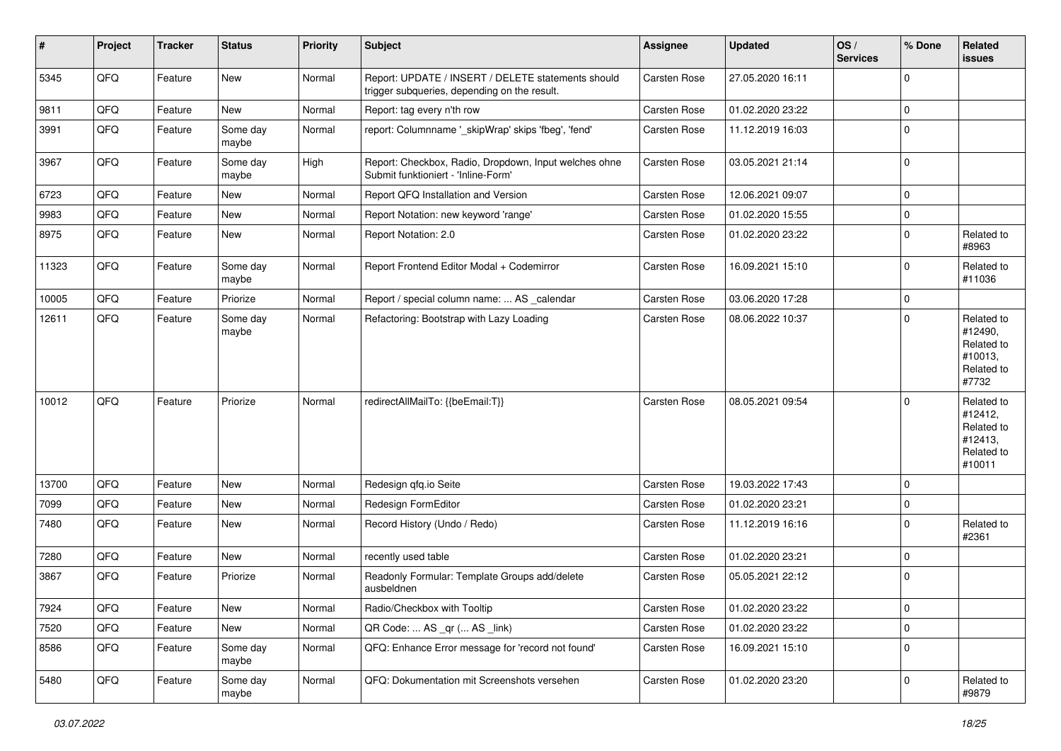| # | Project | Tracker | Status | Priority | Subject | Assignee | Updated | OS / Services | % Done | Related issues |
|---|---|---|---|---|---|---|---|---|---|---|
| 5345 | QFQ | Feature | New | Normal | Report: UPDATE / INSERT / DELETE statements should trigger subqueries, depending on the result. | Carsten Rose | 27.05.2020 16:11 | | 0 | |
| 9811 | QFQ | Feature | New | Normal | Report: tag every n'th row | Carsten Rose | 01.02.2020 23:22 | | 0 | |
| 3991 | QFQ | Feature | Some day maybe | Normal | report: Columnname '_skipWrap' skips 'fbeg', 'fend' | Carsten Rose | 11.12.2019 16:03 | | 0 | |
| 3967 | QFQ | Feature | Some day maybe | High | Report: Checkbox, Radio, Dropdown, Input welches ohne Submit funktioniert - 'Inline-Form' | Carsten Rose | 03.05.2021 21:14 | | 0 | |
| 6723 | QFQ | Feature | New | Normal | Report QFQ Installation and Version | Carsten Rose | 12.06.2021 09:07 | | 0 | |
| 9983 | QFQ | Feature | New | Normal | Report Notation: new keyword 'range' | Carsten Rose | 01.02.2020 15:55 | | 0 | |
| 8975 | QFQ | Feature | New | Normal | Report Notation: 2.0 | Carsten Rose | 01.02.2020 23:22 | | 0 | Related to #8963 |
| 11323 | QFQ | Feature | Some day maybe | Normal | Report Frontend Editor Modal + Codemirror | Carsten Rose | 16.09.2021 15:10 | | 0 | Related to #11036 |
| 10005 | QFQ | Feature | Priorize | Normal | Report / special column name: ... AS _calendar | Carsten Rose | 03.06.2020 17:28 | | 0 | |
| 12611 | QFQ | Feature | Some day maybe | Normal | Refactoring: Bootstrap with Lazy Loading | Carsten Rose | 08.06.2022 10:37 | | 0 | Related to #12490, Related to #10013, Related to #7732 |
| 10012 | QFQ | Feature | Priorize | Normal | redirectAllMailTo: {{beEmail:T}} | Carsten Rose | 08.05.2021 09:54 | | 0 | Related to #12412, Related to #12413, Related to #10011 |
| 13700 | QFQ | Feature | New | Normal | Redesign qfq.io Seite | Carsten Rose | 19.03.2022 17:43 | | 0 | |
| 7099 | QFQ | Feature | New | Normal | Redesign FormEditor | Carsten Rose | 01.02.2020 23:21 | | 0 | |
| 7480 | QFQ | Feature | New | Normal | Record History (Undo / Redo) | Carsten Rose | 11.12.2019 16:16 | | 0 | Related to #2361 |
| 7280 | QFQ | Feature | New | Normal | recently used table | Carsten Rose | 01.02.2020 23:21 | | 0 | |
| 3867 | QFQ | Feature | Priorize | Normal | Readonly Formular: Template Groups add/delete ausbeldnen | Carsten Rose | 05.05.2021 22:12 | | 0 | |
| 7924 | QFQ | Feature | New | Normal | Radio/Checkbox with Tooltip | Carsten Rose | 01.02.2020 23:22 | | 0 | |
| 7520 | QFQ | Feature | New | Normal | QR Code: ... AS _qr ( ... AS _link) | Carsten Rose | 01.02.2020 23:22 | | 0 | |
| 8586 | QFQ | Feature | Some day maybe | Normal | QFQ: Enhance Error message for 'record not found' | Carsten Rose | 16.09.2021 15:10 | | 0 | |
| 5480 | QFQ | Feature | Some day maybe | Normal | QFQ: Dokumentation mit Screenshots versehen | Carsten Rose | 01.02.2020 23:20 | | 0 | Related to #9879 |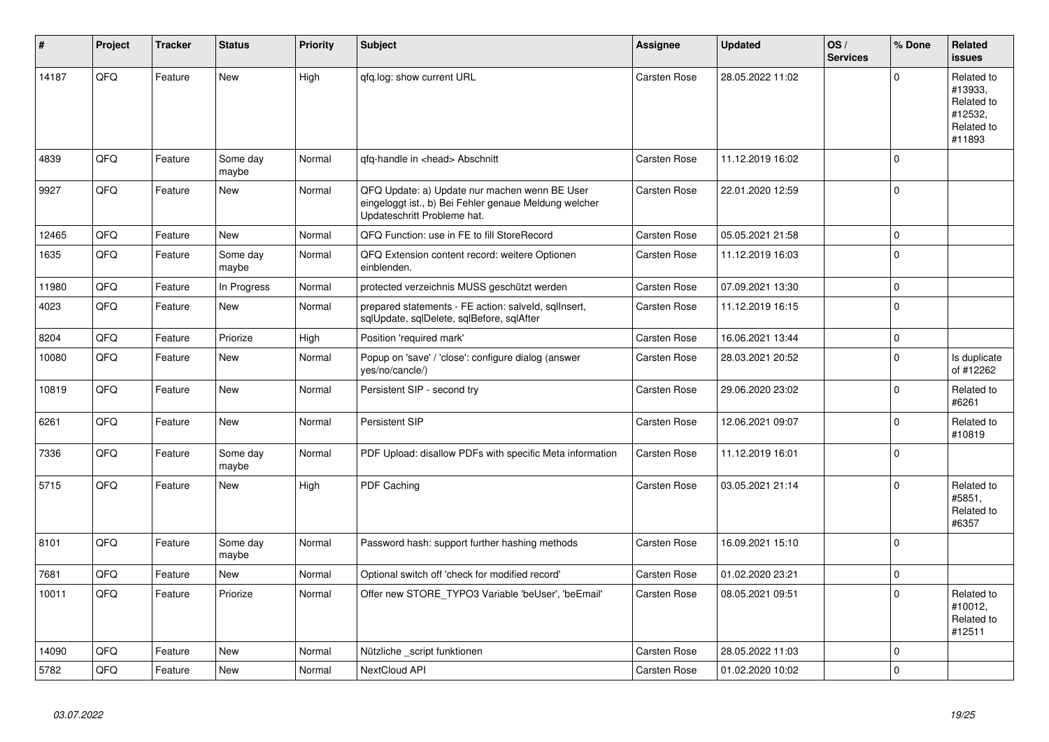| # | Project | Tracker | Status | Priority | Subject | Assignee | Updated | OS / Services | % Done | Related issues |
|---|---|---|---|---|---|---|---|---|---|---|
| 14187 | QFQ | Feature | New | High | qfq.log: show current URL | Carsten Rose | 28.05.2022 11:02 | | 0 | Related to #13933, Related to #12532, Related to #11893 |
| 4839 | QFQ | Feature | Some day maybe | Normal | qfq-handle in <head> Abschnitt | Carsten Rose | 11.12.2019 16:02 | | 0 | |
| 9927 | QFQ | Feature | New | Normal | QFQ Update: a) Update nur machen wenn BE User eingeloggt ist., b) Bei Fehler genaue Meldung welcher Updateschritt Probleme hat. | Carsten Rose | 22.01.2020 12:59 | | 0 | |
| 12465 | QFQ | Feature | New | Normal | QFQ Function: use in FE to fill StoreRecord | Carsten Rose | 05.05.2021 21:58 | | 0 | |
| 1635 | QFQ | Feature | Some day maybe | Normal | QFQ Extension content record: weitere Optionen einblenden. | Carsten Rose | 11.12.2019 16:03 | | 0 | |
| 11980 | QFQ | Feature | In Progress | Normal | protected verzeichnis MUSS geschützt werden | Carsten Rose | 07.09.2021 13:30 | | 0 | |
| 4023 | QFQ | Feature | New | Normal | prepared statements - FE action: salveld, sqlInsert, sqlUpdate, sqlDelete, sqlBefore, sqlAfter | Carsten Rose | 11.12.2019 16:15 | | 0 | |
| 8204 | QFQ | Feature | Priorize | High | Position 'required mark' | Carsten Rose | 16.06.2021 13:44 | | 0 | |
| 10080 | QFQ | Feature | New | Normal | Popup on 'save' / 'close': configure dialog (answer yes/no/cancle/) | Carsten Rose | 28.03.2021 20:52 | | 0 | Is duplicate of #12262 |
| 10819 | QFQ | Feature | New | Normal | Persistent SIP - second try | Carsten Rose | 29.06.2020 23:02 | | 0 | Related to #6261 |
| 6261 | QFQ | Feature | New | Normal | Persistent SIP | Carsten Rose | 12.06.2021 09:07 | | 0 | Related to #10819 |
| 7336 | QFQ | Feature | Some day maybe | Normal | PDF Upload: disallow PDFs with specific Meta information | Carsten Rose | 11.12.2019 16:01 | | 0 | |
| 5715 | QFQ | Feature | New | High | PDF Caching | Carsten Rose | 03.05.2021 21:14 | | 0 | Related to #5851, Related to #6357 |
| 8101 | QFQ | Feature | Some day maybe | Normal | Password hash: support further hashing methods | Carsten Rose | 16.09.2021 15:10 | | 0 | |
| 7681 | QFQ | Feature | New | Normal | Optional switch off 'check for modified record' | Carsten Rose | 01.02.2020 23:21 | | 0 | |
| 10011 | QFQ | Feature | Priorize | Normal | Offer new STORE_TYPO3 Variable 'beUser', 'beEmail' | Carsten Rose | 08.05.2021 09:51 | | 0 | Related to #10012, Related to #12511 |
| 14090 | QFQ | Feature | New | Normal | Nützliche _script funktionen | Carsten Rose | 28.05.2022 11:03 | | 0 | |
| 5782 | QFQ | Feature | New | Normal | NextCloud API | Carsten Rose | 01.02.2020 10:02 | | 0 | |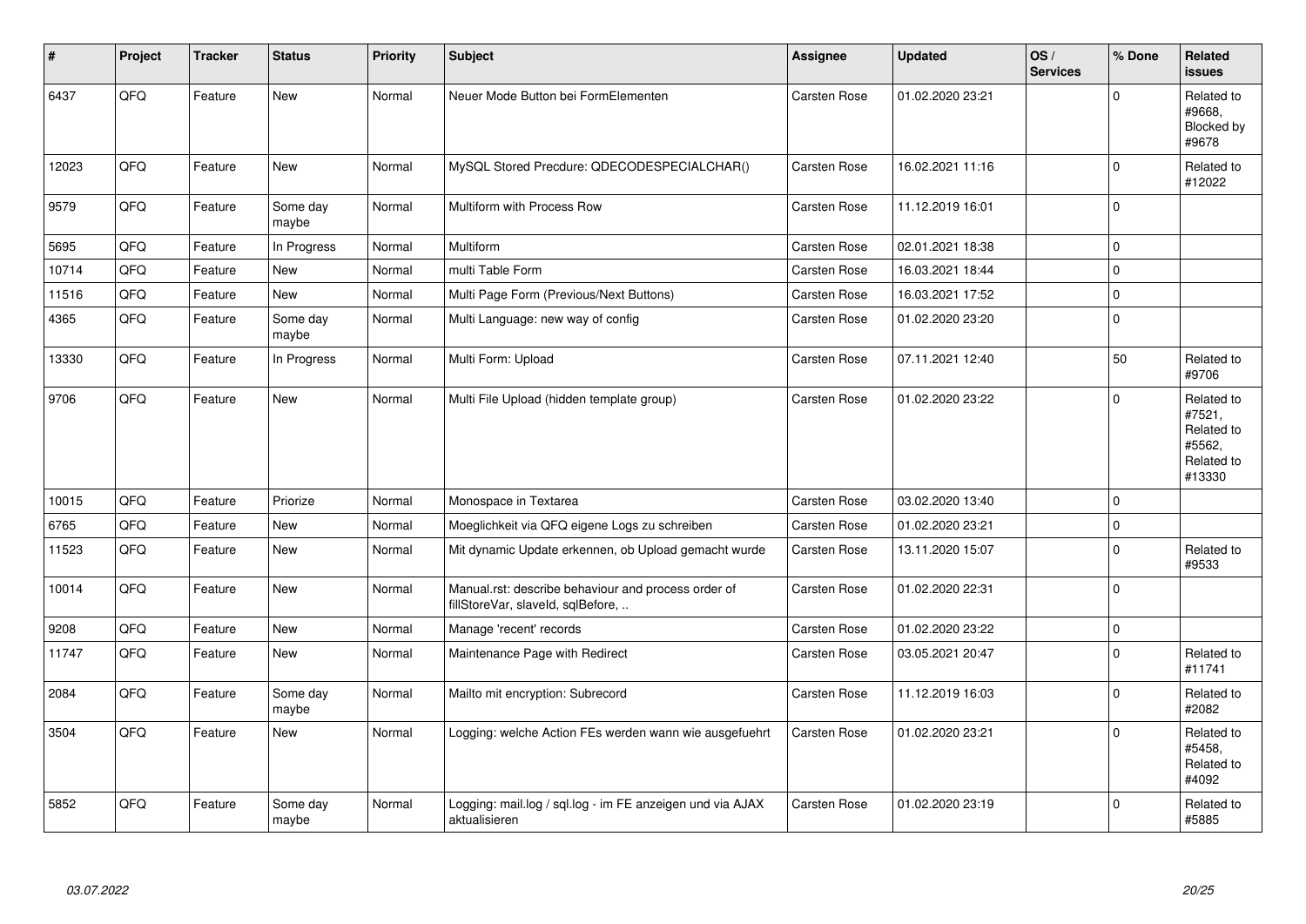| # | Project | Tracker | Status | Priority | Subject | Assignee | Updated | OS / Services | % Done | Related issues |
|---|---|---|---|---|---|---|---|---|---|---|
| 6437 | QFQ | Feature | New | Normal | Neuer Mode Button bei FormElementen | Carsten Rose | 01.02.2020 23:21 | | 0 | Related to #9668, Blocked by #9678 |
| 12023 | QFQ | Feature | New | Normal | MySQL Stored Precdure: QDECODESPECIALCHAR() | Carsten Rose | 16.02.2021 11:16 | | 0 | Related to #12022 |
| 9579 | QFQ | Feature | Some day maybe | Normal | Multiform with Process Row | Carsten Rose | 11.12.2019 16:01 | | 0 | |
| 5695 | QFQ | Feature | In Progress | Normal | Multiform | Carsten Rose | 02.01.2021 18:38 | | 0 | |
| 10714 | QFQ | Feature | New | Normal | multi Table Form | Carsten Rose | 16.03.2021 18:44 | | 0 | |
| 11516 | QFQ | Feature | New | Normal | Multi Page Form (Previous/Next Buttons) | Carsten Rose | 16.03.2021 17:52 | | 0 | |
| 4365 | QFQ | Feature | Some day maybe | Normal | Multi Language: new way of config | Carsten Rose | 01.02.2020 23:20 | | 0 | |
| 13330 | QFQ | Feature | In Progress | Normal | Multi Form: Upload | Carsten Rose | 07.11.2021 12:40 | | 50 | Related to #9706 |
| 9706 | QFQ | Feature | New | Normal | Multi File Upload (hidden template group) | Carsten Rose | 01.02.2020 23:22 | | 0 | Related to #7521, Related to #5562, Related to #13330 |
| 10015 | QFQ | Feature | Priorize | Normal | Monospace in Textarea | Carsten Rose | 03.02.2020 13:40 | | 0 | |
| 6765 | QFQ | Feature | New | Normal | Moeglichkeit via QFQ eigene Logs zu schreiben | Carsten Rose | 01.02.2020 23:21 | | 0 | |
| 11523 | QFQ | Feature | New | Normal | Mit dynamic Update erkennen, ob Upload gemacht wurde | Carsten Rose | 13.11.2020 15:07 | | 0 | Related to #9533 |
| 10014 | QFQ | Feature | New | Normal | Manual.rst: describe behaviour and process order of fillStoreVar, slaveId, sqlBefore, .. | Carsten Rose | 01.02.2020 22:31 | | 0 | |
| 9208 | QFQ | Feature | New | Normal | Manage 'recent' records | Carsten Rose | 01.02.2020 23:22 | | 0 | |
| 11747 | QFQ | Feature | New | Normal | Maintenance Page with Redirect | Carsten Rose | 03.05.2021 20:47 | | 0 | Related to #11741 |
| 2084 | QFQ | Feature | Some day maybe | Normal | Mailto mit encryption: Subrecord | Carsten Rose | 11.12.2019 16:03 | | 0 | Related to #2082 |
| 3504 | QFQ | Feature | New | Normal | Logging: welche Action FEs werden wann wie ausgefuehrt | Carsten Rose | 01.02.2020 23:21 | | 0 | Related to #5458, Related to #4092 |
| 5852 | QFQ | Feature | Some day maybe | Normal | Logging: mail.log / sql.log - im FE anzeigen und via AJAX aktualisieren | Carsten Rose | 01.02.2020 23:19 | | 0 | Related to #5885 |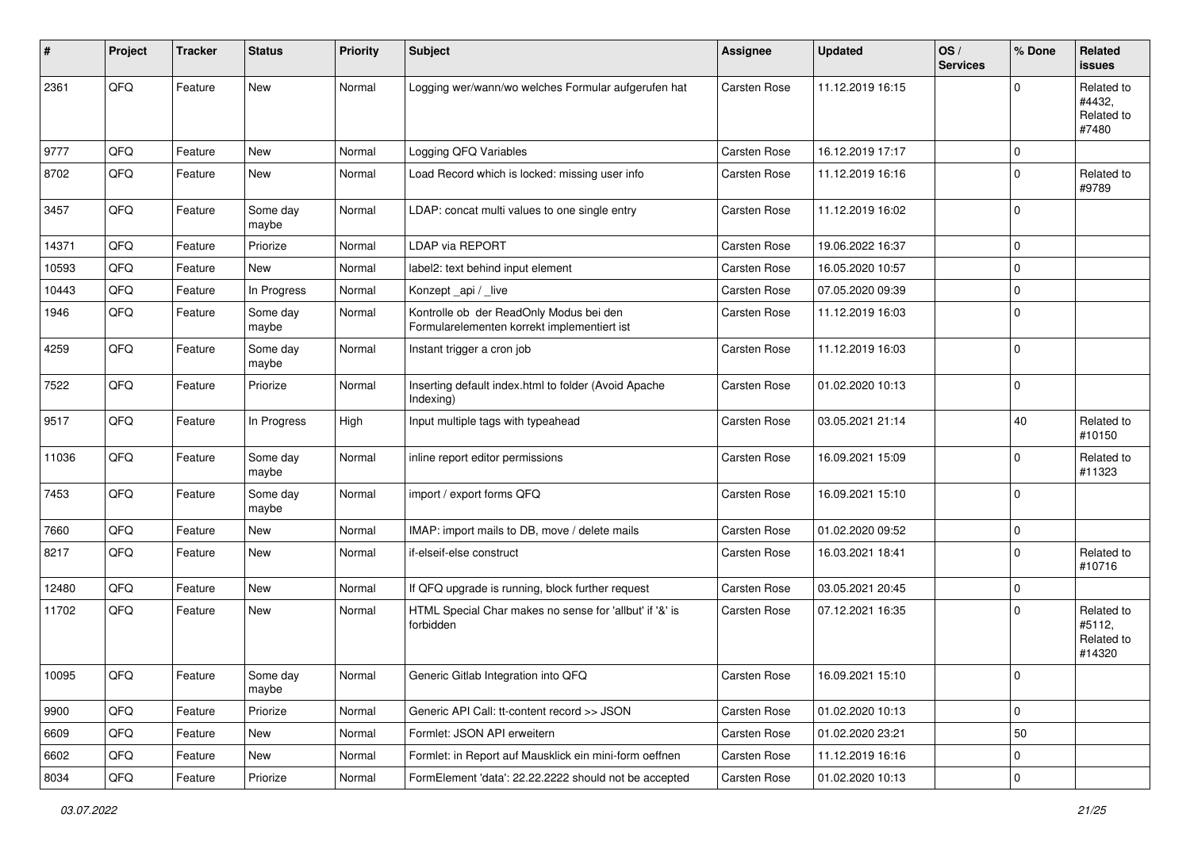| # | Project | Tracker | Status | Priority | Subject | Assignee | Updated | OS / Services | % Done | Related issues |
|---|---|---|---|---|---|---|---|---|---|---|
| 2361 | QFQ | Feature | New | Normal | Logging wer/wann/wo welches Formular aufgerufen hat | Carsten Rose | 11.12.2019 16:15 | | 0 | Related to #4432, Related to #7480 |
| 9777 | QFQ | Feature | New | Normal | Logging QFQ Variables | Carsten Rose | 16.12.2019 17:17 | | 0 | |
| 8702 | QFQ | Feature | New | Normal | Load Record which is locked: missing user info | Carsten Rose | 11.12.2019 16:16 | | 0 | Related to #9789 |
| 3457 | QFQ | Feature | Some day maybe | Normal | LDAP: concat multi values to one single entry | Carsten Rose | 11.12.2019 16:02 | | 0 | |
| 14371 | QFQ | Feature | Priorize | Normal | LDAP via REPORT | Carsten Rose | 19.06.2022 16:37 | | 0 | |
| 10593 | QFQ | Feature | New | Normal | label2: text behind input element | Carsten Rose | 16.05.2020 10:57 | | 0 | |
| 10443 | QFQ | Feature | In Progress | Normal | Konzept _api / _live | Carsten Rose | 07.05.2020 09:39 | | 0 | |
| 1946 | QFQ | Feature | Some day maybe | Normal | Kontrolle ob der ReadOnly Modus bei den Formularelementen korrekt implementiert ist | Carsten Rose | 11.12.2019 16:03 | | 0 | |
| 4259 | QFQ | Feature | Some day maybe | Normal | Instant trigger a cron job | Carsten Rose | 11.12.2019 16:03 | | 0 | |
| 7522 | QFQ | Feature | Priorize | Normal | Inserting default index.html to folder (Avoid Apache Indexing) | Carsten Rose | 01.02.2020 10:13 | | 0 | |
| 9517 | QFQ | Feature | In Progress | High | Input multiple tags with typeahead | Carsten Rose | 03.05.2021 21:14 | | 40 | Related to #10150 |
| 11036 | QFQ | Feature | Some day maybe | Normal | inline report editor permissions | Carsten Rose | 16.09.2021 15:09 | | 0 | Related to #11323 |
| 7453 | QFQ | Feature | Some day maybe | Normal | import / export forms QFQ | Carsten Rose | 16.09.2021 15:10 | | 0 | |
| 7660 | QFQ | Feature | New | Normal | IMAP: import mails to DB, move / delete mails | Carsten Rose | 01.02.2020 09:52 | | 0 | |
| 8217 | QFQ | Feature | New | Normal | if-elseif-else construct | Carsten Rose | 16.03.2021 18:41 | | 0 | Related to #10716 |
| 12480 | QFQ | Feature | New | Normal | If QFQ upgrade is running, block further request | Carsten Rose | 03.05.2021 20:45 | | 0 | |
| 11702 | QFQ | Feature | New | Normal | HTML Special Char makes no sense for 'allbut' if '&' is forbidden | Carsten Rose | 07.12.2021 16:35 | | 0 | Related to #5112, Related to #14320 |
| 10095 | QFQ | Feature | Some day maybe | Normal | Generic Gitlab Integration into QFQ | Carsten Rose | 16.09.2021 15:10 | | 0 | |
| 9900 | QFQ | Feature | Priorize | Normal | Generic API Call: tt-content record >> JSON | Carsten Rose | 01.02.2020 10:13 | | 0 | |
| 6609 | QFQ | Feature | New | Normal | Formlet: JSON API erweitern | Carsten Rose | 01.02.2020 23:21 | | 50 | |
| 6602 | QFQ | Feature | New | Normal | Formlet: in Report auf Mausklick ein mini-form oeffnen | Carsten Rose | 11.12.2019 16:16 | | 0 | |
| 8034 | QFQ | Feature | Priorize | Normal | FormElement 'data': 22.22.2222 should not be accepted | Carsten Rose | 01.02.2020 10:13 | | 0 | |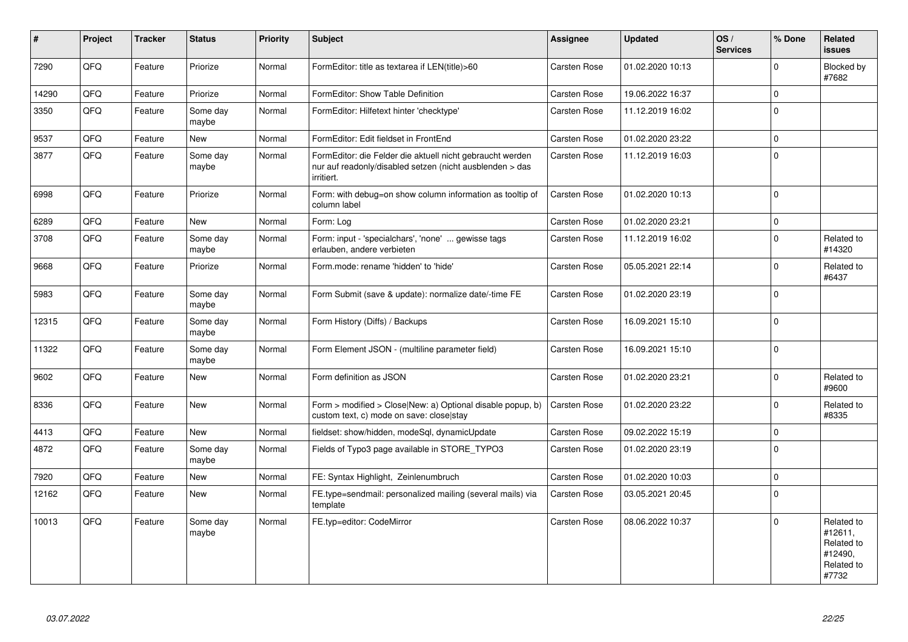| # | Project | Tracker | Status | Priority | Subject | Assignee | Updated | OS / Services | % Done | Related issues |
|---|---|---|---|---|---|---|---|---|---|---|
| 7290 | QFQ | Feature | Priorize | Normal | FormEditor: title as textarea if LEN(title)>60 | Carsten Rose | 01.02.2020 10:13 | | 0 | Blocked by #7682 |
| 14290 | QFQ | Feature | Priorize | Normal | FormEditor: Show Table Definition | Carsten Rose | 19.06.2022 16:37 | | 0 | |
| 3350 | QFQ | Feature | Some day maybe | Normal | FormEditor: Hilfetext hinter 'checktype' | Carsten Rose | 11.12.2019 16:02 | | 0 | |
| 9537 | QFQ | Feature | New | Normal | FormEditor: Edit fieldset in FrontEnd | Carsten Rose | 01.02.2020 23:22 | | 0 | |
| 3877 | QFQ | Feature | Some day maybe | Normal | FormEditor: die Felder die aktuell nicht gebraucht werden nur auf readonly/disabled setzen (nicht ausblenden > das irritiert. | Carsten Rose | 11.12.2019 16:03 | | 0 | |
| 6998 | QFQ | Feature | Priorize | Normal | Form: with debug=on show column information as tooltip of column label | Carsten Rose | 01.02.2020 10:13 | | 0 | |
| 6289 | QFQ | Feature | New | Normal | Form: Log | Carsten Rose | 01.02.2020 23:21 | | 0 | |
| 3708 | QFQ | Feature | Some day maybe | Normal | Form: input - 'specialchars', 'none' ... gewisse tags erlauben, andere verbieten | Carsten Rose | 11.12.2019 16:02 | | 0 | Related to #14320 |
| 9668 | QFQ | Feature | Priorize | Normal | Form.mode: rename 'hidden' to 'hide' | Carsten Rose | 05.05.2021 22:14 | | 0 | Related to #6437 |
| 5983 | QFQ | Feature | Some day maybe | Normal | Form Submit (save & update): normalize date/-time FE | Carsten Rose | 01.02.2020 23:19 | | 0 | |
| 12315 | QFQ | Feature | Some day maybe | Normal | Form History (Diffs) / Backups | Carsten Rose | 16.09.2021 15:10 | | 0 | |
| 11322 | QFQ | Feature | Some day maybe | Normal | Form Element JSON - (multiline parameter field) | Carsten Rose | 16.09.2021 15:10 | | 0 | |
| 9602 | QFQ | Feature | New | Normal | Form definition as JSON | Carsten Rose | 01.02.2020 23:21 | | 0 | Related to #9600 |
| 8336 | QFQ | Feature | New | Normal | Form > modified > Close\|New: a) Optional disable popup, b) custom text, c) mode on save: close\|stay | Carsten Rose | 01.02.2020 23:22 | | 0 | Related to #8335 |
| 4413 | QFQ | Feature | New | Normal | fieldset: show/hidden, modeSql, dynamicUpdate | Carsten Rose | 09.02.2022 15:19 | | 0 | |
| 4872 | QFQ | Feature | Some day maybe | Normal | Fields of Typo3 page available in STORE_TYPO3 | Carsten Rose | 01.02.2020 23:19 | | 0 | |
| 7920 | QFQ | Feature | New | Normal | FE: Syntax Highlight, Zeinlenumbruch | Carsten Rose | 01.02.2020 10:03 | | 0 | |
| 12162 | QFQ | Feature | New | Normal | FE.type=sendmail: personalized mailing (several mails) via template | Carsten Rose | 03.05.2021 20:45 | | 0 | |
| 10013 | QFQ | Feature | Some day maybe | Normal | FE.typ=editor: CodeMirror | Carsten Rose | 08.06.2022 10:37 | | 0 | Related to #12611, Related to #12490, Related to #7732 |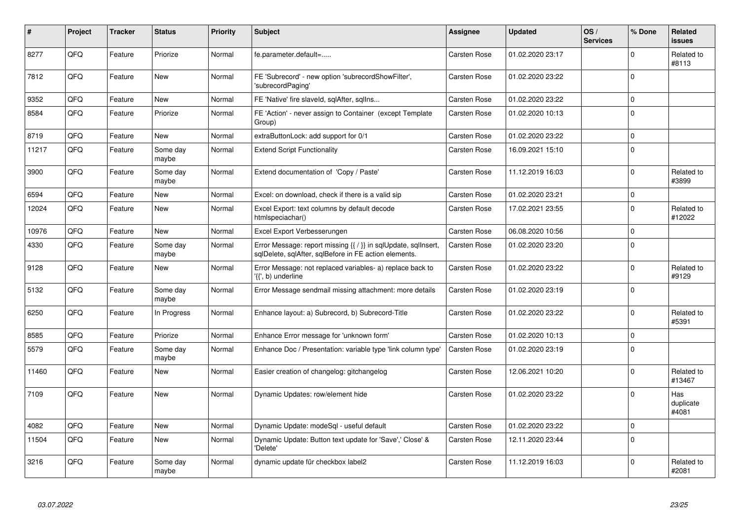| # | Project | Tracker | Status | Priority | Subject | Assignee | Updated | OS / Services | % Done | Related issues |
|---|---|---|---|---|---|---|---|---|---|---|
| 8277 | QFQ | Feature | Priorize | Normal | fe.parameter.default=..... | Carsten Rose | 01.02.2020 23:17 | | 0 | Related to #8113 |
| 7812 | QFQ | Feature | New | Normal | FE 'Subrecord' - new option 'subrecordShowFilter', 'subrecordPaging' | Carsten Rose | 01.02.2020 23:22 | | 0 | |
| 9352 | QFQ | Feature | New | Normal | FE 'Native' fire slaveId, sqlAfter, sqlIns... | Carsten Rose | 01.02.2020 23:22 | | 0 | |
| 8584 | QFQ | Feature | Priorize | Normal | FE 'Action' - never assign to Container (except Template Group) | Carsten Rose | 01.02.2020 10:13 | | 0 | |
| 8719 | QFQ | Feature | New | Normal | extraButtonLock: add support for 0/1 | Carsten Rose | 01.02.2020 23:22 | | 0 | |
| 11217 | QFQ | Feature | Some day maybe | Normal | Extend Script Functionality | Carsten Rose | 16.09.2021 15:10 | | 0 | |
| 3900 | QFQ | Feature | Some day maybe | Normal | Extend documentation of 'Copy / Paste' | Carsten Rose | 11.12.2019 16:03 | | 0 | Related to #3899 |
| 6594 | QFQ | Feature | New | Normal | Excel: on download, check if there is a valid sip | Carsten Rose | 01.02.2020 23:21 | | 0 | |
| 12024 | QFQ | Feature | New | Normal | Excel Export: text columns by default decode htmlspeciachar() | Carsten Rose | 17.02.2021 23:55 | | 0 | Related to #12022 |
| 10976 | QFQ | Feature | New | Normal | Excel Export Verbesserungen | Carsten Rose | 06.08.2020 10:56 | | 0 | |
| 4330 | QFQ | Feature | Some day maybe | Normal | Error Message: report missing {{ / }} in sqlUpdate, sqlInsert, sqlDelete, sqlAfter, sqlBefore in FE action elements. | Carsten Rose | 01.02.2020 23:20 | | 0 | |
| 9128 | QFQ | Feature | New | Normal | Error Message: not replaced variables- a) replace back to '{{', b) underline | Carsten Rose | 01.02.2020 23:22 | | 0 | Related to #9129 |
| 5132 | QFQ | Feature | Some day maybe | Normal | Error Message sendmail missing attachment: more details | Carsten Rose | 01.02.2020 23:19 | | 0 | |
| 6250 | QFQ | Feature | In Progress | Normal | Enhance layout: a) Subrecord, b) Subrecord-Title | Carsten Rose | 01.02.2020 23:22 | | 0 | Related to #5391 |
| 8585 | QFQ | Feature | Priorize | Normal | Enhance Error message for 'unknown form' | Carsten Rose | 01.02.2020 10:13 | | 0 | |
| 5579 | QFQ | Feature | Some day maybe | Normal | Enhance Doc / Presentation: variable type 'link column type' | Carsten Rose | 01.02.2020 23:19 | | 0 | |
| 11460 | QFQ | Feature | New | Normal | Easier creation of changelog: gitchangelog | Carsten Rose | 12.06.2021 10:20 | | 0 | Related to #13467 |
| 7109 | QFQ | Feature | New | Normal | Dynamic Updates: row/element hide | Carsten Rose | 01.02.2020 23:22 | | 0 | Has duplicate #4081 |
| 4082 | QFQ | Feature | New | Normal | Dynamic Update: modeSql - useful default | Carsten Rose | 01.02.2020 23:22 | | 0 | |
| 11504 | QFQ | Feature | New | Normal | Dynamic Update: Button text update for 'Save',' Close' & 'Delete' | Carsten Rose | 12.11.2020 23:44 | | 0 | |
| 3216 | QFQ | Feature | Some day maybe | Normal | dynamic update für checkbox label2 | Carsten Rose | 11.12.2019 16:03 | | 0 | Related to #2081 |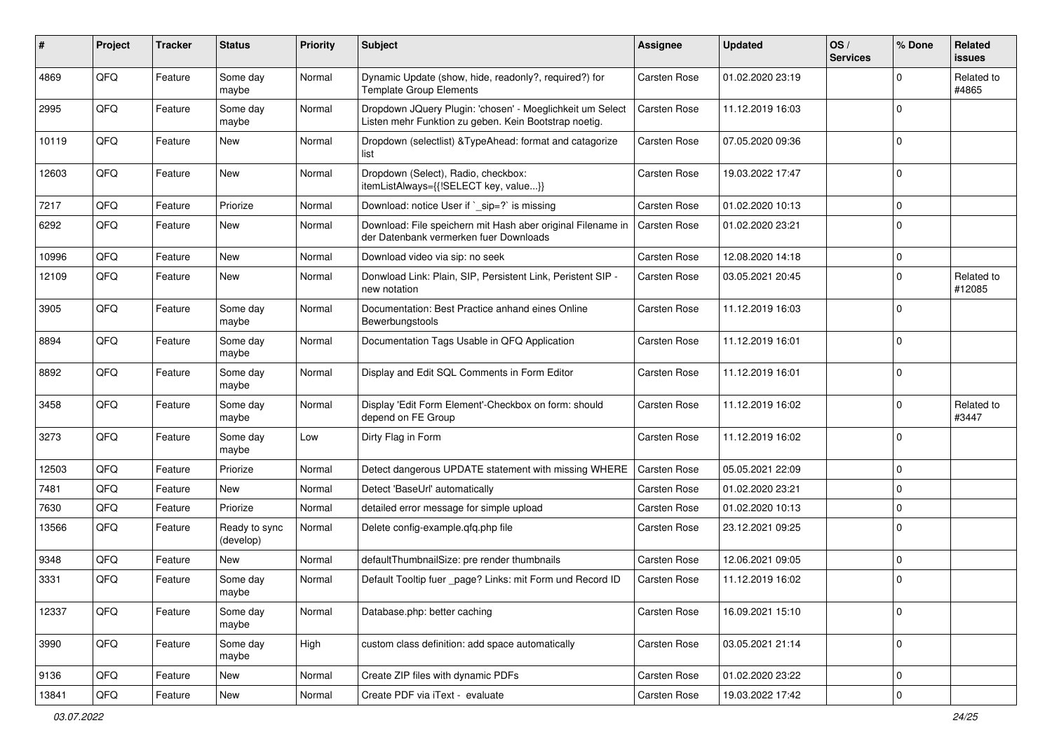| # | Project | Tracker | Status | Priority | Subject | Assignee | Updated | OS / Services | % Done | Related issues |
|---|---|---|---|---|---|---|---|---|---|---|
| 4869 | QFQ | Feature | Some day maybe | Normal | Dynamic Update (show, hide, readonly?, required?) for Template Group Elements | Carsten Rose | 01.02.2020 23:19 | | 0 | Related to #4865 |
| 2995 | QFQ | Feature | Some day maybe | Normal | Dropdown JQuery Plugin: 'chosen' - Moeglichkeit um Select Listen mehr Funktion zu geben. Kein Bootstrap noetig. | Carsten Rose | 11.12.2019 16:03 | | 0 | |
| 10119 | QFQ | Feature | New | Normal | Dropdown (selectlist) &TypeAhead: format and catagorize list | Carsten Rose | 07.05.2020 09:36 | | 0 | |
| 12603 | QFQ | Feature | New | Normal | Dropdown (Select), Radio, checkbox: itemListAlways={{!SELECT key, value...}} | Carsten Rose | 19.03.2022 17:47 | | 0 | |
| 7217 | QFQ | Feature | Priorize | Normal | Download: notice User if `_sip=?` is missing | Carsten Rose | 01.02.2020 10:13 | | 0 | |
| 6292 | QFQ | Feature | New | Normal | Download: File speichern mit Hash aber original Filename in der Datenbank vermerken fuer Downloads | Carsten Rose | 01.02.2020 23:21 | | 0 | |
| 10996 | QFQ | Feature | New | Normal | Download video via sip: no seek | Carsten Rose | 12.08.2020 14:18 | | 0 | |
| 12109 | QFQ | Feature | New | Normal | Donwload Link: Plain, SIP, Persistent Link, Peristent SIP - new notation | Carsten Rose | 03.05.2021 20:45 | | 0 | Related to #12085 |
| 3905 | QFQ | Feature | Some day maybe | Normal | Documentation: Best Practice anhand eines Online Bewerbungstools | Carsten Rose | 11.12.2019 16:03 | | 0 | |
| 8894 | QFQ | Feature | Some day maybe | Normal | Documentation Tags Usable in QFQ Application | Carsten Rose | 11.12.2019 16:01 | | 0 | |
| 8892 | QFQ | Feature | Some day maybe | Normal | Display and Edit SQL Comments in Form Editor | Carsten Rose | 11.12.2019 16:01 | | 0 | |
| 3458 | QFQ | Feature | Some day maybe | Normal | Display 'Edit Form Element'-Checkbox on form: should depend on FE Group | Carsten Rose | 11.12.2019 16:02 | | 0 | Related to #3447 |
| 3273 | QFQ | Feature | Some day maybe | Low | Dirty Flag in Form | Carsten Rose | 11.12.2019 16:02 | | 0 | |
| 12503 | QFQ | Feature | Priorize | Normal | Detect dangerous UPDATE statement with missing WHERE | Carsten Rose | 05.05.2021 22:09 | | 0 | |
| 7481 | QFQ | Feature | New | Normal | Detect 'BaseUrl' automatically | Carsten Rose | 01.02.2020 23:21 | | 0 | |
| 7630 | QFQ | Feature | Priorize | Normal | detailed error message for simple upload | Carsten Rose | 01.02.2020 10:13 | | 0 | |
| 13566 | QFQ | Feature | Ready to sync (develop) | Normal | Delete config-example.qfq.php file | Carsten Rose | 23.12.2021 09:25 | | 0 | |
| 9348 | QFQ | Feature | New | Normal | defaultThumbnailSize: pre render thumbnails | Carsten Rose | 12.06.2021 09:05 | | 0 | |
| 3331 | QFQ | Feature | Some day maybe | Normal | Default Tooltip fuer _page? Links: mit Form und Record ID | Carsten Rose | 11.12.2019 16:02 | | 0 | |
| 12337 | QFQ | Feature | Some day maybe | Normal | Database.php: better caching | Carsten Rose | 16.09.2021 15:10 | | 0 | |
| 3990 | QFQ | Feature | Some day maybe | High | custom class definition: add space automatically | Carsten Rose | 03.05.2021 21:14 | | 0 | |
| 9136 | QFQ | Feature | New | Normal | Create ZIP files with dynamic PDFs | Carsten Rose | 01.02.2020 23:22 | | 0 | |
| 13841 | QFQ | Feature | New | Normal | Create PDF via iText - evaluate | Carsten Rose | 19.03.2022 17:42 | | 0 | |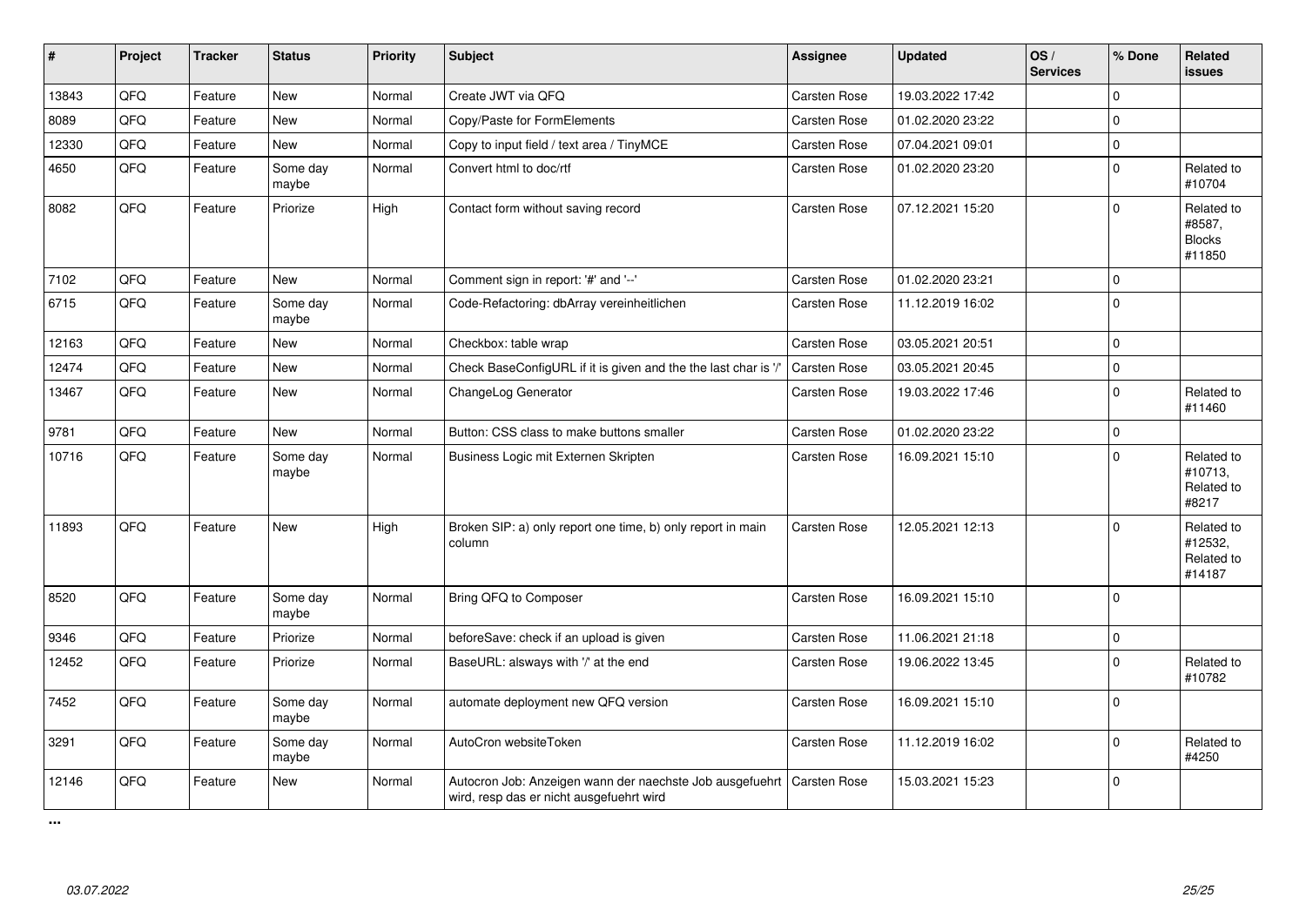| # | Project | Tracker | Status | Priority | Subject | Assignee | Updated | OS / Services | % Done | Related issues |
|---|---|---|---|---|---|---|---|---|---|---|
| 13843 | QFQ | Feature | New | Normal | Create JWT via QFQ | Carsten Rose | 19.03.2022 17:42 | | 0 | |
| 8089 | QFQ | Feature | New | Normal | Copy/Paste for FormElements | Carsten Rose | 01.02.2020 23:22 | | 0 | |
| 12330 | QFQ | Feature | New | Normal | Copy to input field / text area / TinyMCE | Carsten Rose | 07.04.2021 09:01 | | 0 | |
| 4650 | QFQ | Feature | Some day maybe | Normal | Convert html to doc/rtf | Carsten Rose | 01.02.2020 23:20 | | 0 | Related to #10704 |
| 8082 | QFQ | Feature | Priorize | High | Contact form without saving record | Carsten Rose | 07.12.2021 15:20 | | 0 | Related to #8587, Blocks #11850 |
| 7102 | QFQ | Feature | New | Normal | Comment sign in report: '#' and '--' | Carsten Rose | 01.02.2020 23:21 | | 0 | |
| 6715 | QFQ | Feature | Some day maybe | Normal | Code-Refactoring: dbArray vereinheitlichen | Carsten Rose | 11.12.2019 16:02 | | 0 | |
| 12163 | QFQ | Feature | New | Normal | Checkbox: table wrap | Carsten Rose | 03.05.2021 20:51 | | 0 | |
| 12474 | QFQ | Feature | New | Normal | Check BaseConfigURL if it is given and the the last char is '/' | Carsten Rose | 03.05.2021 20:45 | | 0 | |
| 13467 | QFQ | Feature | New | Normal | ChangeLog Generator | Carsten Rose | 19.03.2022 17:46 | | 0 | Related to #11460 |
| 9781 | QFQ | Feature | New | Normal | Button: CSS class to make buttons smaller | Carsten Rose | 01.02.2020 23:22 | | 0 | |
| 10716 | QFQ | Feature | Some day maybe | Normal | Business Logic mit Externen Skripten | Carsten Rose | 16.09.2021 15:10 | | 0 | Related to #10713, Related to #8217 |
| 11893 | QFQ | Feature | New | High | Broken SIP: a) only report one time, b) only report in main column | Carsten Rose | 12.05.2021 12:13 | | 0 | Related to #12532, Related to #14187 |
| 8520 | QFQ | Feature | Some day maybe | Normal | Bring QFQ to Composer | Carsten Rose | 16.09.2021 15:10 | | 0 | |
| 9346 | QFQ | Feature | Priorize | Normal | beforeSave: check if an upload is given | Carsten Rose | 11.06.2021 21:18 | | 0 | |
| 12452 | QFQ | Feature | Priorize | Normal | BaseURL: alsways with '/' at the end | Carsten Rose | 19.06.2022 13:45 | | 0 | Related to #10782 |
| 7452 | QFQ | Feature | Some day maybe | Normal | automate deployment new QFQ version | Carsten Rose | 16.09.2021 15:10 | | 0 | |
| 3291 | QFQ | Feature | Some day maybe | Normal | AutoCron websiteToken | Carsten Rose | 11.12.2019 16:02 | | 0 | Related to #4250 |
| 12146 | QFQ | Feature | New | Normal | Autocron Job: Anzeigen wann der naechste Job ausgefuehrt wird, resp das er nicht ausgefuehrt wird | Carsten Rose | 15.03.2021 15:23 | | 0 | |

...